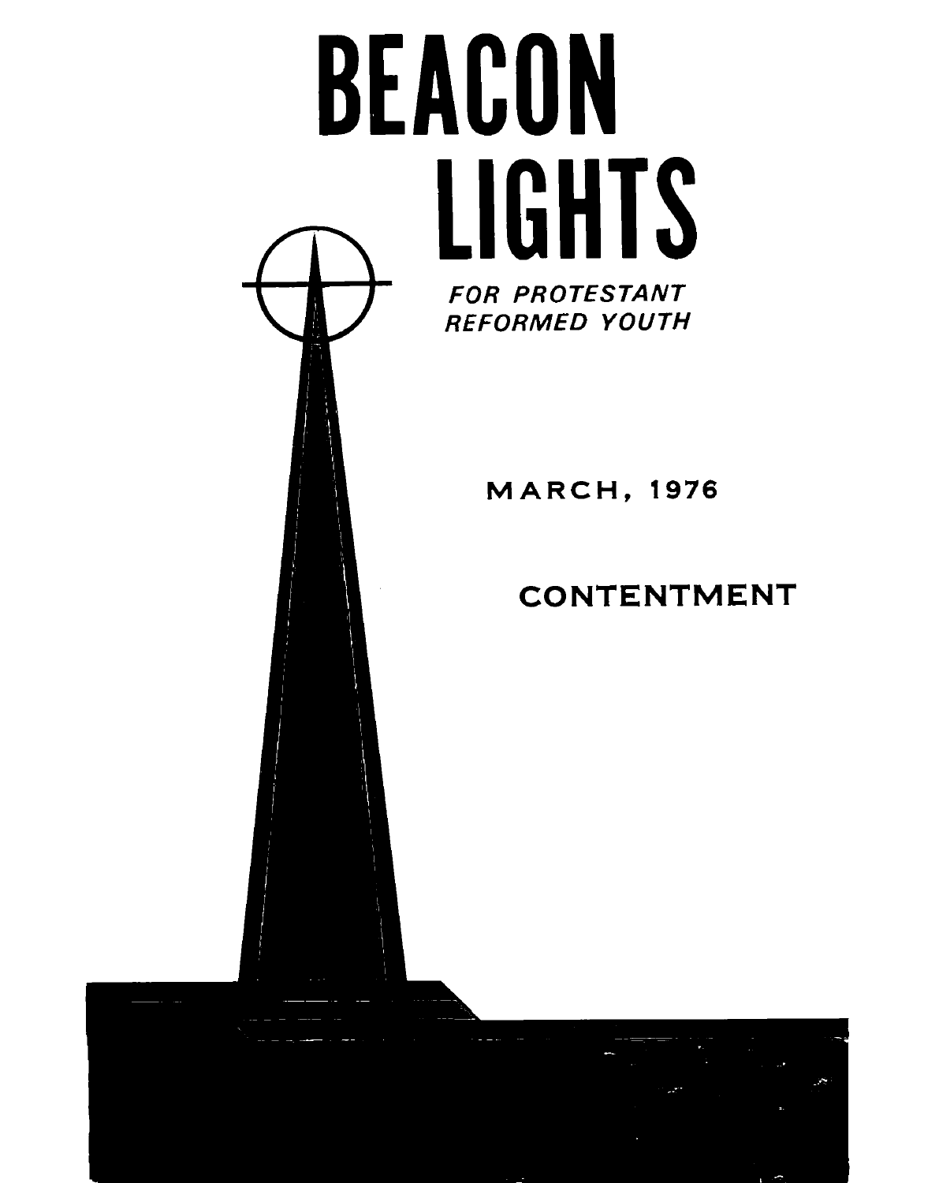# BEACON LIGHTS

*FOR PROTESTANT REFORMED YOUTH*

MARCH, 1976

## CONTENTMENT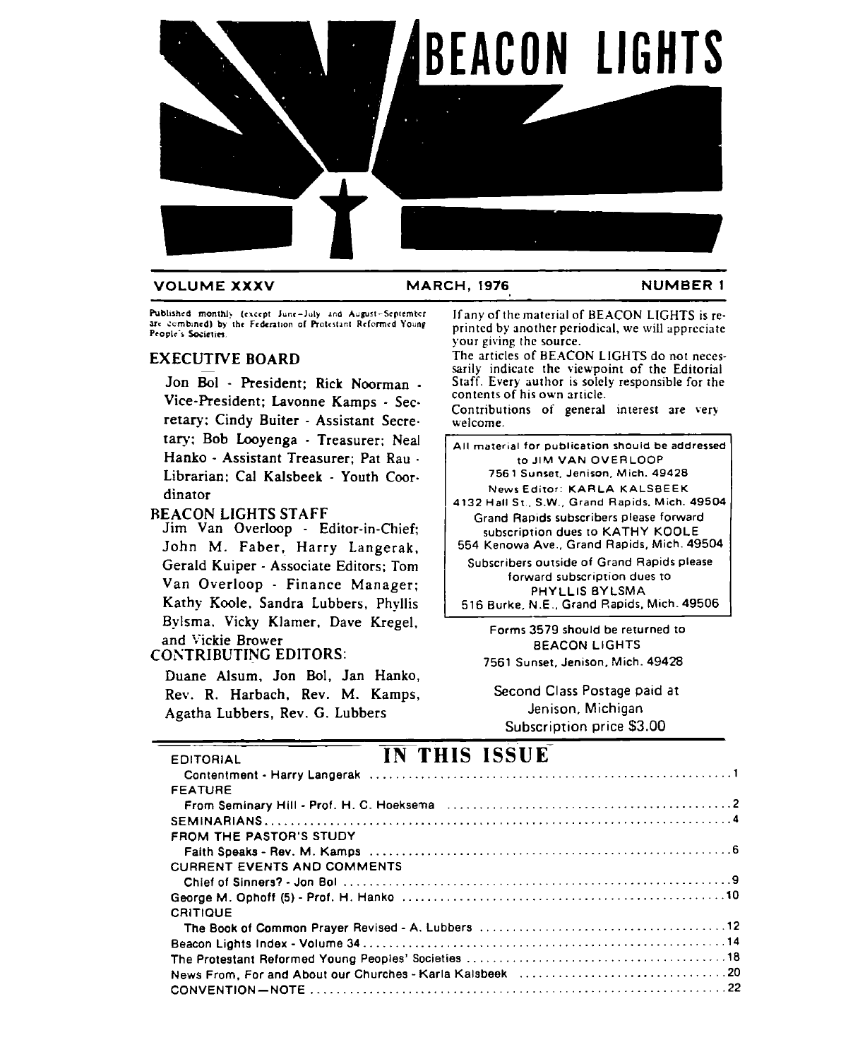# BEACON LIGHTS

VOLUME XXXV — MARCH, 1976 — NUMBER 1

Published monthly (except June–July and August–September are combined) by the Federation of Protestant Reformed Young People's Societies.

## EXECUTIVE BOARD

Jon Bol - President; Rick Noorman - Vice-President; Lavonne Kamps - Secretary; Cindy Buiter - Assistant Secretary; Bob Looyenga - Treasurer; Neal Hanko - Assistant Treasurer; Pat Rau - Librarian; Cal Kalsbeek - Youth Coordinator

## BEACON LIGHTS STAFF

Jim Van Overloop - Editor-in-Chief; John M. Faber, Harry Langerak, Gerald Kuiper - Associate Editors; Tom Van Overloop - Finance Manager; Kathy Koole, Sandra Lubbers, Phyllis Bylsma, Vicky Klamer, Dave Kregel, and Vickie Brower

## CONTRIBUTING EDITORS:

Duane Alsum, Jon Bol, Jan Hanko, Rev. R. Harbach, Rev. M. Kamps, Agatha Lubbers, Rev. G. Lubbers

If any of the material of BEACON LIGHTS is reprinted by another periodical, we will appreciate your giving the source.

The articles of BEACON LIGHTS do not necessarily indicate the viewpoint of the Editorial Staff. Every author is solely responsible for the contents of his own article.

Contributions of general interest are very welcome.

All material for publication should be addressed to JIM VAN OVERLOOP
7561 Sunset, Jenison, Mich. 49428

News Editor: KARLA KALSBEEK
4132 Hall St., S.W., Grand Rapids, Mich. 49504

Grand Rapids subscribers please forward subscription dues to KATHY KOOLE
554 Kenowa Ave., Grand Rapids, Mich. 49504

Subscribers outside of Grand Rapids please forward subscription dues to
PHYLLIS BYLSMA
516 Burke, N.E., Grand Rapids, Mich. 49506

Forms 3579 should be returned to
BEACON LIGHTS
7561 Sunset, Jenison, Mich. 49428

Second Class Postage paid at Jenison, Michigan
Subscription price $3.00

## IN THIS ISSUE

EDITORIAL
- Contentment - Harry Langerak ........ 1

FEATURE
- From Seminary Hill - Prof. H. C. Hoeksema ........ 2

SEMINARIANS ........ 4

FROM THE PASTOR'S STUDY
- Faith Speaks - Rev. M. Kamps ........ 6

CURRENT EVENTS AND COMMENTS
- Chief of Sinners? - Jon Bol ........ 9

George M. Ophoff (5) - Prof. H. Hanko ........ 10

CRITIQUE
- The Book of Common Prayer Revised - A. Lubbers ........ 12

Beacon Lights Index - Volume 34 ........ 14

The Protestant Reformed Young Peoples' Societies ........ 18

News From, For and About our Churches - Karla Kalsbeek ........ 20

CONVENTION—NOTE ........ 22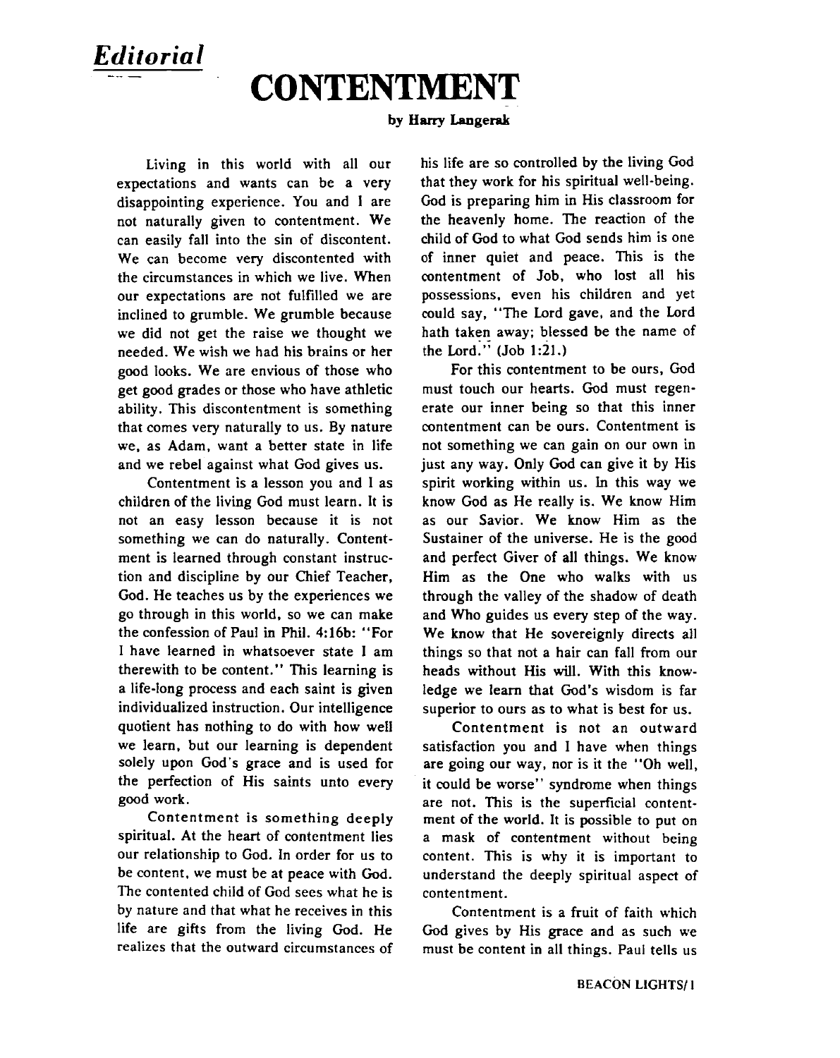*Editorial*

# CONTENTMENT

**by Harry Langerak**

Living in this world with all our expectations and wants can be a very disappointing experience. You and I are not naturally given to contentment. We can easily fall into the sin of discontent. We can become very discontented with the circumstances in which we live. When our expectations are not fulfilled we are inclined to grumble. We grumble because we did not get the raise we thought we needed. We wish we had his brains or her good looks. We are envious of those who get good grades or those who have athletic ability. This discontentment is something that comes very naturally to us. By nature we, as Adam, want a better state in life and we rebel against what God gives us.

Contentment is a lesson you and I as children of the living God must learn. It is not an easy lesson because it is not something we can do naturally. Contentment is learned through constant instruction and discipline by our Chief Teacher, God. He teaches us by the experiences we go through in this world, so we can make the confession of Paul in Phil. 4:16b: "For I have learned in whatsoever state I am therewith to be content." This learning is a life-long process and each saint is given individualized instruction. Our intelligence quotient has nothing to do with how well we learn, but our learning is dependent solely upon God's grace and is used for the perfection of His saints unto every good work.

Contentment is something deeply spiritual. At the heart of contentment lies our relationship to God. In order for us to be content, we must be at peace with God. The contented child of God sees what he is by nature and that what he receives in this life are gifts from the living God. He realizes that the outward circumstances of his life are so controlled by the living God that they work for his spiritual well-being. God is preparing him in His classroom for the heavenly home. The reaction of the child of God to what God sends him is one of inner quiet and peace. This is the contentment of Job, who lost all his possessions, even his children and yet could say, "The Lord gave, and the Lord hath taken away; blessed be the name of the Lord." (Job 1:21.)

For this contentment to be ours, God must touch our hearts. God must regenerate our inner being so that this inner contentment can be ours. Contentment is not something we can gain on our own in just any way. Only God can give it by His spirit working within us. In this way we know God as He really is. We know Him as our Savior. We know Him as the Sustainer of the universe. He is the good and perfect Giver of all things. We know Him as the One who walks with us through the valley of the shadow of death and Who guides us every step of the way. We know that He sovereignly directs all things so that not a hair can fall from our heads without His will. With this knowledge we learn that God's wisdom is far superior to ours as to what is best for us.

Contentment is not an outward satisfaction you and I have when things are going our way, nor is it the "Oh well, it could be worse" syndrome when things are not. This is the superficial contentment of the world. It is possible to put on a mask of contentment without being content. This is why it is important to understand the deeply spiritual aspect of contentment.

Contentment is a fruit of faith which God gives by His grace and as such we must be content in all things. Paul tells us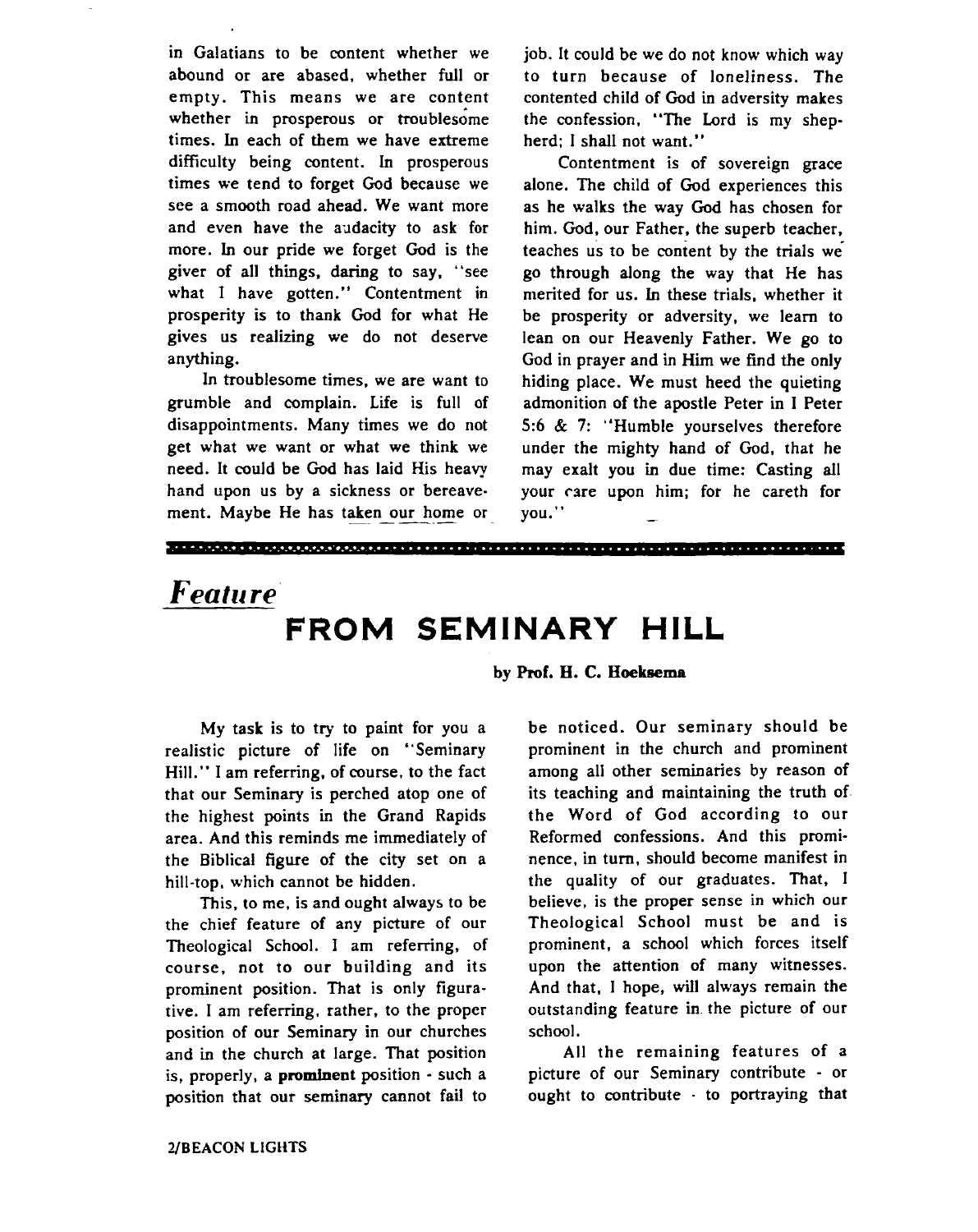in Galatians to be content whether we abound or are abased, whether full or empty. This means we are content whether in prosperous or troublesome times. In each of them we have extreme difficulty being content. In prosperous times we tend to forget God because we see a smooth road ahead. We want more and even have the audacity to ask for more. In our pride we forget God is the giver of all things, daring to say, "see what I have gotten." Contentment in prosperity is to thank God for what He gives us realizing we do not deserve anything.

In troublesome times, we are want to grumble and complain. Life is full of disappointments. Many times we do not get what we want or what we think we need. It could be God has laid His heavy hand upon us by a sickness or bereavement. Maybe He has taken our home or job. It could be we do not know which way to turn because of loneliness. The contented child of God in adversity makes the confession, "The Lord is my shepherd; I shall not want."

Contentment is of sovereign grace alone. The child of God experiences this as he walks the way God has chosen for him. God, our Father, the superb teacher, teaches us to be content by the trials we go through along the way that He has merited for us. In these trials, whether it be prosperity or adversity, we learn to lean on our Heavenly Father. We go to God in prayer and in Him we find the only hiding place. We must heed the quieting admonition of the apostle Peter in I Peter 5:6 & 7: "Humble yourselves therefore under the mighty hand of God, that he may exalt you in due time: Casting all your care upon him; for he careth for you."

---

*Feature*

# FROM SEMINARY HILL

**by Prof. H. C. Hoeksema**

My task is to try to paint for you a realistic picture of life on "Seminary Hill." I am referring, of course, to the fact that our Seminary is perched atop one of the highest points in the Grand Rapids area. And this reminds me immediately of the Biblical figure of the city set on a hill-top, which cannot be hidden.

This, to me, is and ought always to be the chief feature of any picture of our Theological School. I am referring, of course, not to our building and its prominent position. That is only figurative. I am referring, rather, to the proper position of our Seminary in our churches and in the church at large. That position is, properly, a **prominent** position - such a position that our seminary cannot fail to be noticed. Our seminary should be prominent in the church and prominent among all other seminaries by reason of its teaching and maintaining the truth of the Word of God according to our Reformed confessions. And this prominence, in turn, should become manifest in the quality of our graduates. That, I believe, is the proper sense in which our Theological School must be and is prominent, a school which forces itself upon the attention of many witnesses. And that, I hope, will always remain the outstanding feature in the picture of our school.

All the remaining features of a picture of our Seminary contribute - or ought to contribute - to portraying that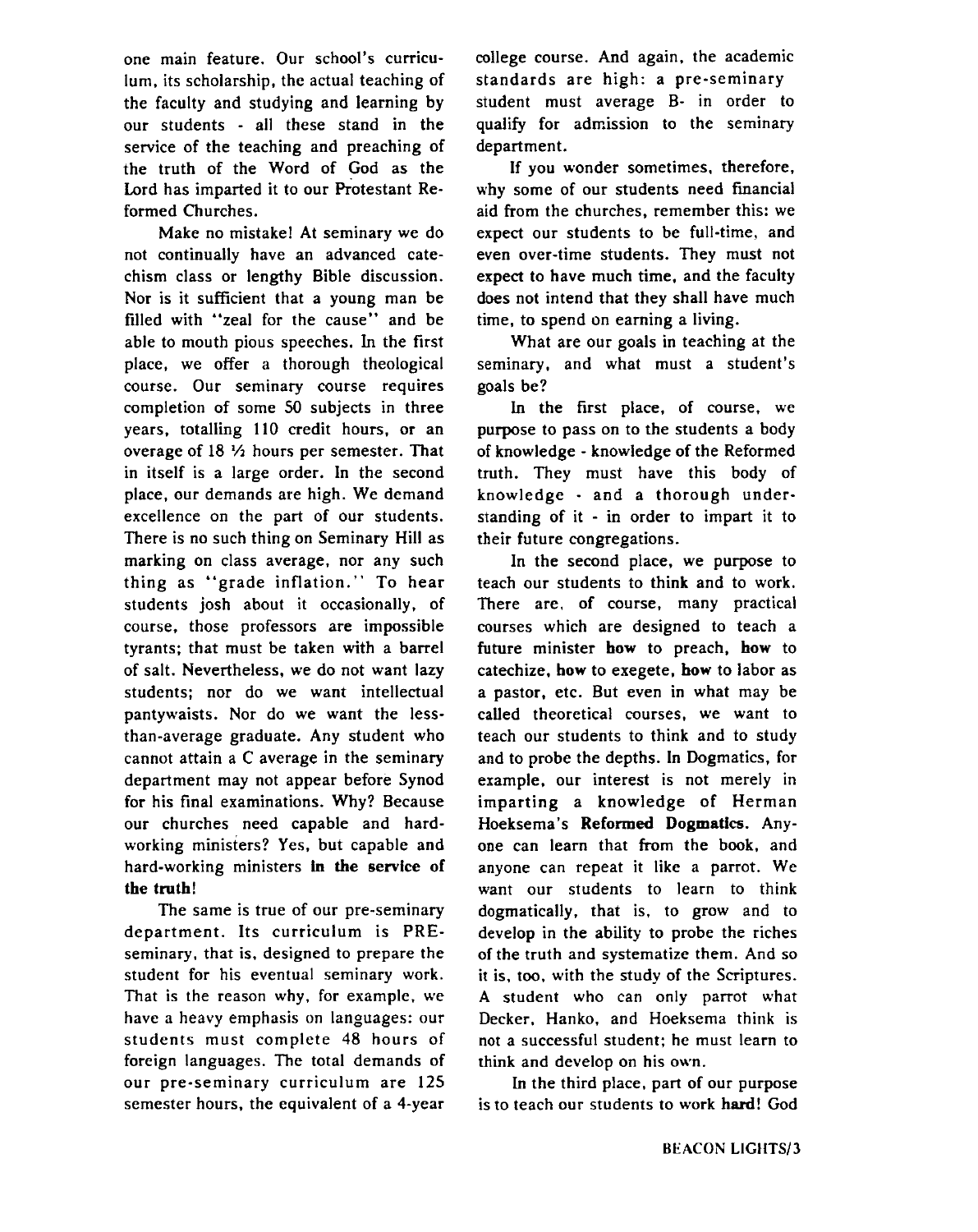one main feature. Our school's curriculum, its scholarship, the actual teaching of the faculty and studying and learning by our students - all these stand in the service of the teaching and preaching of the truth of the Word of God as the Lord has imparted it to our Protestant Reformed Churches.

Make no mistake! At seminary we do not continually have an advanced catechism class or lengthy Bible discussion. Nor is it sufficient that a young man be filled with "zeal for the cause" and be able to mouth pious speeches. In the first place, we offer a thorough theological course. Our seminary course requires completion of some 50 subjects in three years, totalling 110 credit hours, or an overage of 18 ½ hours per semester. That in itself is a large order. In the second place, our demands are high. We demand excellence on the part of our students. There is no such thing on Seminary Hill as marking on class average, nor any such thing as "grade inflation." To hear students josh about it occasionally, of course, those professors are impossible tyrants; that must be taken with a barrel of salt. Nevertheless, we do not want lazy students; nor do we want intellectual pantywaists. Nor do we want the less-than-average graduate. Any student who cannot attain a C average in the seminary department may not appear before Synod for his final examinations. Why? Because our churches need capable and hard-working ministers? Yes, but capable and hard-working ministers **in the service of the truth**!

The same is true of our pre-seminary department. Its curriculum is PRE-seminary, that is, designed to prepare the student for his eventual seminary work. That is the reason why, for example, we have a heavy emphasis on languages: our students must complete 48 hours of foreign languages. The total demands of our pre-seminary curriculum are 125 semester hours, the equivalent of a 4-year college course. And again, the academic standards are high: a pre-seminary student must average B- in order to qualify for admission to the seminary department.

If you wonder sometimes, therefore, why some of our students need financial aid from the churches, remember this: we expect our students to be full-time, and even over-time students. They must not expect to have much time, and the faculty does not intend that they shall have much time, to spend on earning a living.

What are our goals in teaching at the seminary, and what must a student's goals be?

In the first place, of course, we purpose to pass on to the students a body of knowledge - knowledge of the Reformed truth. They must have this body of knowledge - and a thorough understanding of it - in order to impart it to their future congregations.

In the second place, we purpose to teach our students to **think** and to work. There are, of course, many practical courses which are designed to teach a future minister **how** to preach, **how** to catechize, **how** to exegete, **how** to labor as a pastor, etc. But even in what may be called theoretical courses, we want to teach our students to think and to study and to probe the depths. In Dogmatics, for example, our interest is not merely in imparting a knowledge of Herman Hoeksema's **Reformed Dogmatics**. Anyone can learn that from the book, and anyone can repeat it like a parrot. We want our students to learn to think dogmatically, that is, to grow and to develop in the ability to probe the riches of the truth and systematize them. And so it is, too, with the study of the Scriptures. A student who can only parrot what Decker, Hanko, and Hoeksema think is not a successful student; he must learn to think and develop on his own.

In the third place, part of our purpose is to teach our students to work **hard**! God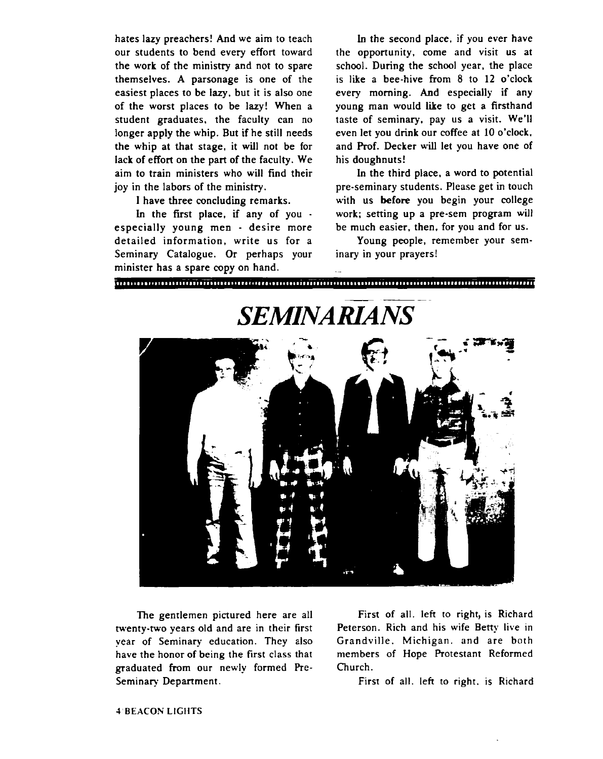hates lazy preachers! And we aim to teach our students to bend every effort toward the work of the ministry and not to spare themselves. A parsonage is one of the easiest places to be lazy, but it is also one of the worst places to be lazy! When a student graduates, the faculty can no longer apply the whip. But if he still needs the whip at that stage, it will not be for lack of effort on the part of the faculty. We aim to train ministers who will find their joy in the labors of the ministry.

I have three concluding remarks.

In the first place, if any of you - especially young men - desire more detailed information, write us for a Seminary Catalogue. Or perhaps your minister has a spare copy on hand.

In the second place, if you ever have the opportunity, come and visit us at school. During the school year, the place is like a bee-hive from 8 to 12 o'clock every morning. And especially if any young man would like to get a firsthand taste of seminary, pay us a visit. We'll even let you drink our coffee at 10 o'clock, and Prof. Decker will let you have one of his doughnuts!

In the third place, a word to potential pre-seminary students. Please get in touch with us **before** you begin your college work; setting up a pre-sem program will be much easier, then, for you and for us.

Young people, remember your seminary in your prayers!

# *SEMINARIANS*

The gentlemen pictured here are all twenty-two years old and are in their first year of Seminary education. They also have the honor of being the first class that graduated from our newly formed Pre-Seminary Department.

First of all, left to right, is Richard Peterson. Rich and his wife Betty live in Grandville, Michigan, and are both members of Hope Protestant Reformed Church.

First of all, left to right, is Richard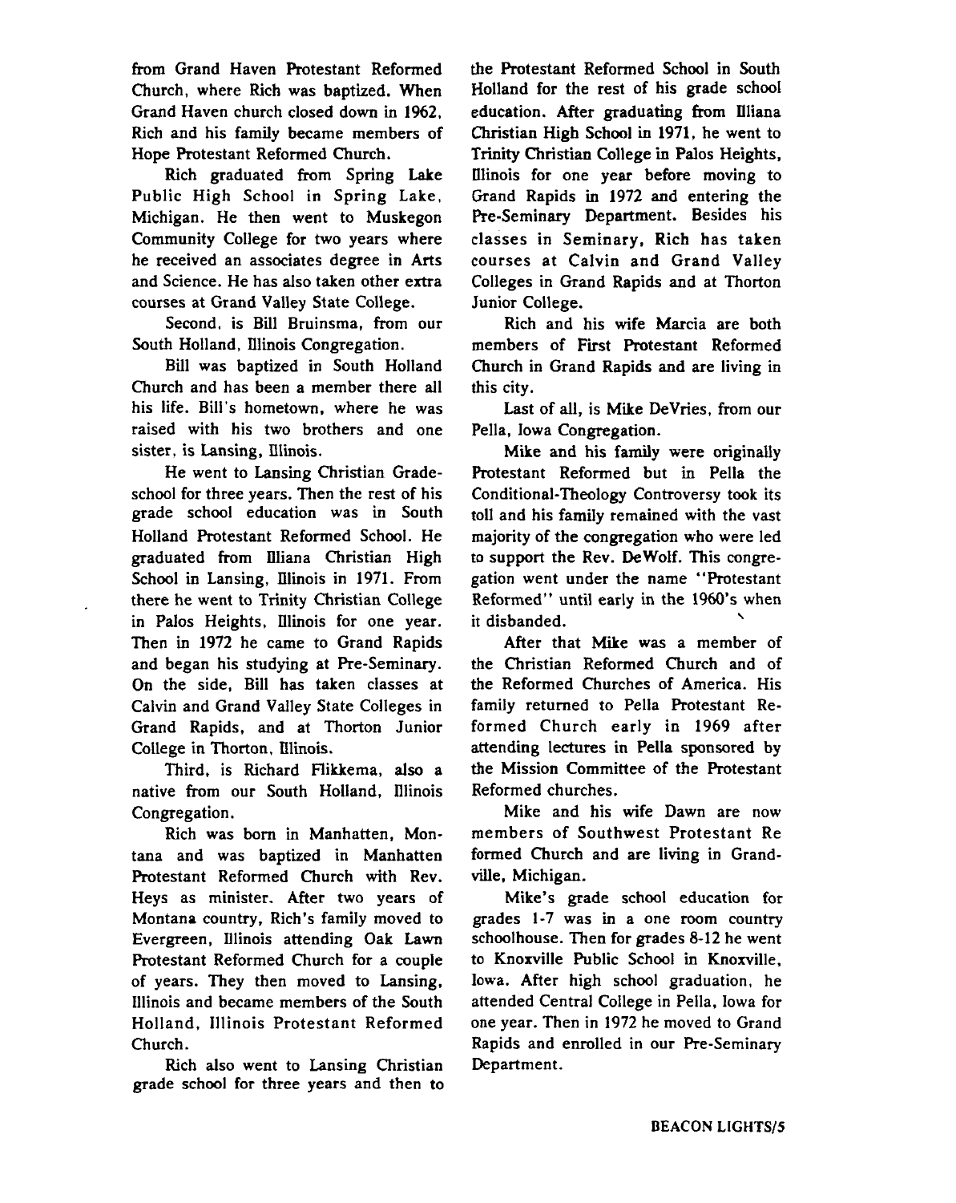from Grand Haven Protestant Reformed Church, where Rich was baptized. When Grand Haven church closed down in 1962, Rich and his family became members of Hope Protestant Reformed Church.

Rich graduated from Spring Lake Public High School in Spring Lake, Michigan. He then went to Muskegon Community College for two years where he received an associates degree in Arts and Science. He has also taken other extra courses at Grand Valley State College.

Second, is Bill Bruinsma, from our South Holland, Illinois Congregation.

Bill was baptized in South Holland Church and has been a member there all his life. Bill's hometown, where he was raised with his two brothers and one sister, is Lansing, Illinois.

He went to Lansing Christian Gradeschool for three years. Then the rest of his grade school education was in South Holland Protestant Reformed School. He graduated from Illiana Christian High School in Lansing, Illinois in 1971. From there he went to Trinity Christian College in Palos Heights, Illinois for one year. Then in 1972 he came to Grand Rapids and began his studying at Pre-Seminary. On the side, Bill has taken classes at Calvin and Grand Valley State Colleges in Grand Rapids, and at Thorton Junior College in Thorton, Illinois.

Third, is Richard Flikkema, also a native from our South Holland, Illinois Congregation.

Rich was born in Manhatten, Montana and was baptized in Manhatten Protestant Reformed Church with Rev. Heys as minister. After two years of Montana country, Rich's family moved to Evergreen, Illinois attending Oak Lawn Protestant Reformed Church for a couple of years. They then moved to Lansing, Illinois and became members of the South Holland, Illinois Protestant Reformed Church.

Rich also went to Lansing Christian grade school for three years and then to the Protestant Reformed School in South Holland for the rest of his grade school education. After graduating from Illiana Christian High School in 1971, he went to Trinity Christian College in Palos Heights, Illinois for one year before moving to Grand Rapids in 1972 and entering the Pre-Seminary Department. Besides his classes in Seminary, Rich has taken courses at Calvin and Grand Valley Colleges in Grand Rapids and at Thorton Junior College.

Rich and his wife Marcia are both members of First Protestant Reformed Church in Grand Rapids and are living in this city.

Last of all, is Mike DeVries, from our Pella, Iowa Congregation.

Mike and his family were originally Protestant Reformed but in Pella the Conditional-Theology Controversy took its toll and his family remained with the vast majority of the congregation who were led to support the Rev. DeWolf. This congregation went under the name "Protestant Reformed" until early in the 1960's when it disbanded.

After that Mike was a member of the Christian Reformed Church and of the Reformed Churches of America. His family returned to Pella Protestant Reformed Church early in 1969 after attending lectures in Pella sponsored by the Mission Committee of the Protestant Reformed churches.

Mike and his wife Dawn are now members of Southwest Protestant Re formed Church and are living in Grandville, Michigan.

Mike's grade school education for grades 1-7 was in a one room country schoolhouse. Then for grades 8-12 he went to Knoxville Public School in Knoxville, Iowa. After high school graduation, he attended Central College in Pella, Iowa for one year. Then in 1972 he moved to Grand Rapids and enrolled in our Pre-Seminary Department.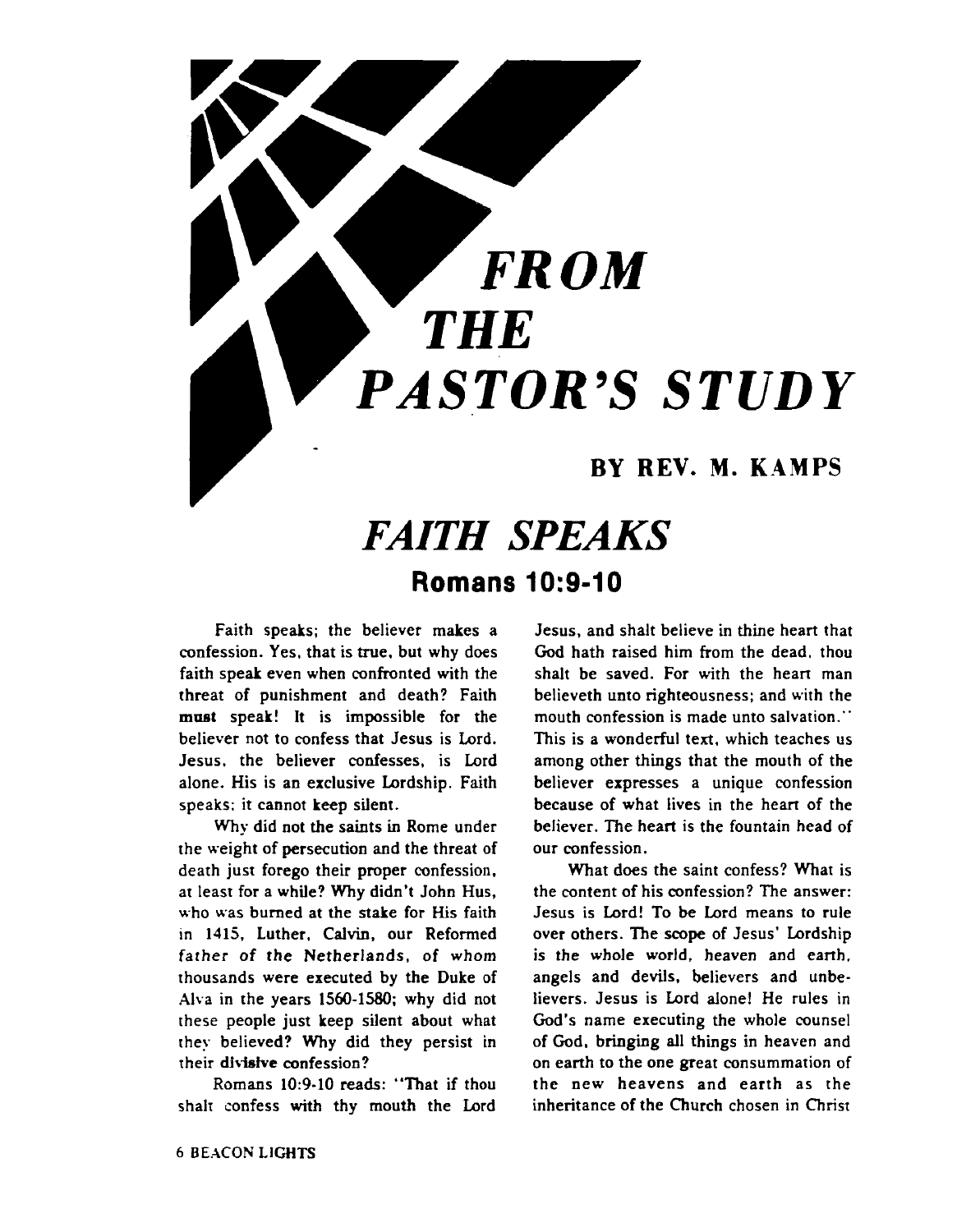# *FROM THE PASTOR'S STUDY*

**BY REV. M. KAMPS**

## *FAITH SPEAKS*

### Romans 10:9-10

Faith speaks; the believer makes a confession. Yes, that is true, but why does faith speak even when confronted with the threat of punishment and death? Faith **must** speak! It is impossible for the believer not to confess that Jesus is Lord. Jesus, the believer confesses, is Lord alone. His is an exclusive Lordship. Faith speaks; it cannot keep silent.

Why did not the saints in Rome under the weight of persecution and the threat of death just forego their proper confession, at least for a while? Why didn't John Hus, who was burned at the stake for His faith in 1415, Luther, Calvin, our Reformed father of the Netherlands, of whom thousands were executed by the Duke of Alva in the years 1560-1580; why did not these people just keep silent about what they believed? Why did they persist in their **divisive** confession?

Romans 10:9-10 reads: "That if thou shalt confess with thy mouth the Lord Jesus, and shalt believe in thine heart that God hath raised him from the dead, thou shalt be saved. For with the heart man believeth unto righteousness; and with the mouth confession is made unto salvation." This is a wonderful text, which teaches us among other things that the mouth of the believer expresses a unique confession because of what lives in the heart of the believer. The heart is the fountain head of our confession.

What does the saint confess? What is the content of his confession? The answer: Jesus is Lord! To be Lord means to rule over others. The scope of Jesus' Lordship is the whole world, heaven and earth, angels and devils, believers and unbelievers. Jesus is Lord alone! He rules in God's name executing the whole counsel of God, bringing all things in heaven and on earth to the one great consummation of the new heavens and earth as the inheritance of the Church chosen in Christ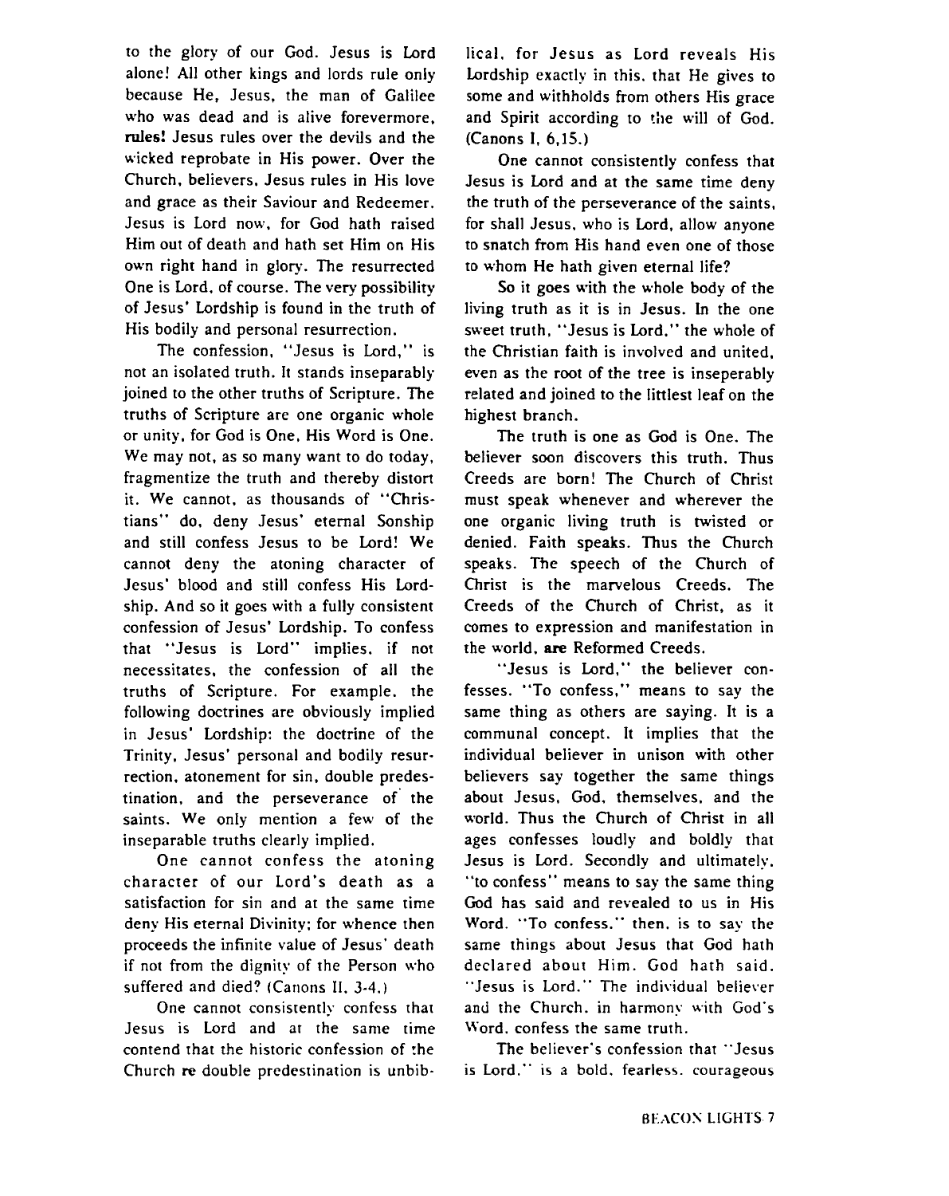to the glory of our God. Jesus is Lord alone! All other kings and lords rule only because He, Jesus, the man of Galilee who was dead and is alive forevermore, **rules!** Jesus rules over the devils and the wicked reprobate in His power. Over the Church, believers, Jesus rules in His love and grace as their Saviour and Redeemer. Jesus is Lord now, for God hath raised Him out of death and hath set Him on His own right hand in glory. The resurrected One is Lord, of course. The very possibility of Jesus' Lordship is found in the truth of His bodily and personal resurrection.

The confession, "Jesus is Lord," is not an isolated truth. It stands inseparably joined to the other truths of Scripture. The truths of Scripture are one organic whole or unity, for God is One, His Word is One. We may not, as so many want to do today, fragmentize the truth and thereby distort it. We cannot, as thousands of "Christians" do, deny Jesus' eternal Sonship and still confess Jesus to be Lord! We cannot deny the atoning character of Jesus' blood and still confess His Lordship. And so it goes with a fully consistent confession of Jesus' Lordship. To confess that "Jesus is Lord" implies, if not necessitates, the confession of all the truths of Scripture. For example, the following doctrines are obviously implied in Jesus' Lordship: the doctrine of the Trinity, Jesus' personal and bodily resurrection, atonement for sin, double predestination, and the perseverance of the saints. We only mention a few of the inseparable truths clearly implied.

One cannot confess the atoning character of our Lord's death as a satisfaction for sin and at the same time deny His eternal Divinity; for whence then proceeds the infinite value of Jesus' death if not from the dignity of the Person who suffered and died? (Canons II, 3-4.)

One cannot consistently confess that Jesus is Lord and at the same time contend that the historic confession of the Church **re** double predestination is unbiblical, for Jesus as Lord reveals His Lordship exactly in this, that He gives to some and withholds from others His grace and Spirit according to the will of God. (Canons I, 6,15.)

One cannot consistently confess that Jesus is Lord and at the same time deny the truth of the perseverance of the saints, for shall Jesus, who is Lord, allow anyone to snatch from His hand even one of those to whom He hath given eternal life?

So it goes with the whole body of the living truth as it is in Jesus. In the one sweet truth, "Jesus is Lord," the whole of the Christian faith is involved and united, even as the root of the tree is inseperably related and joined to the littlest leaf on the highest branch.

The truth is one as God is One. The believer soon discovers this truth. Thus Creeds are born! The Church of Christ must speak whenever and wherever the one organic living truth is twisted or denied. Faith speaks. Thus the Church speaks. The speech of the Church of Christ is the marvelous Creeds. The Creeds of the Church of Christ, as it comes to expression and manifestation in the world, **are** Reformed Creeds.

"Jesus is Lord," the believer confesses. "To confess," means to say the same thing as others are saying. It is a communal concept. It implies that the individual believer in unison with other believers say together the same things about Jesus, God, themselves, and the world. Thus the Church of Christ in all ages confesses loudly and boldly that Jesus is Lord. Secondly and ultimately, "to confess" means to say the same thing God has said and revealed to us in His Word. "To confess," then, is to say the same things about Jesus that God hath declared about Him. God hath said, "Jesus is Lord." The individual believer and the Church, in harmony with God's Word, confess the same truth.

The believer's confession that "Jesus is Lord," is a bold, fearless, courageous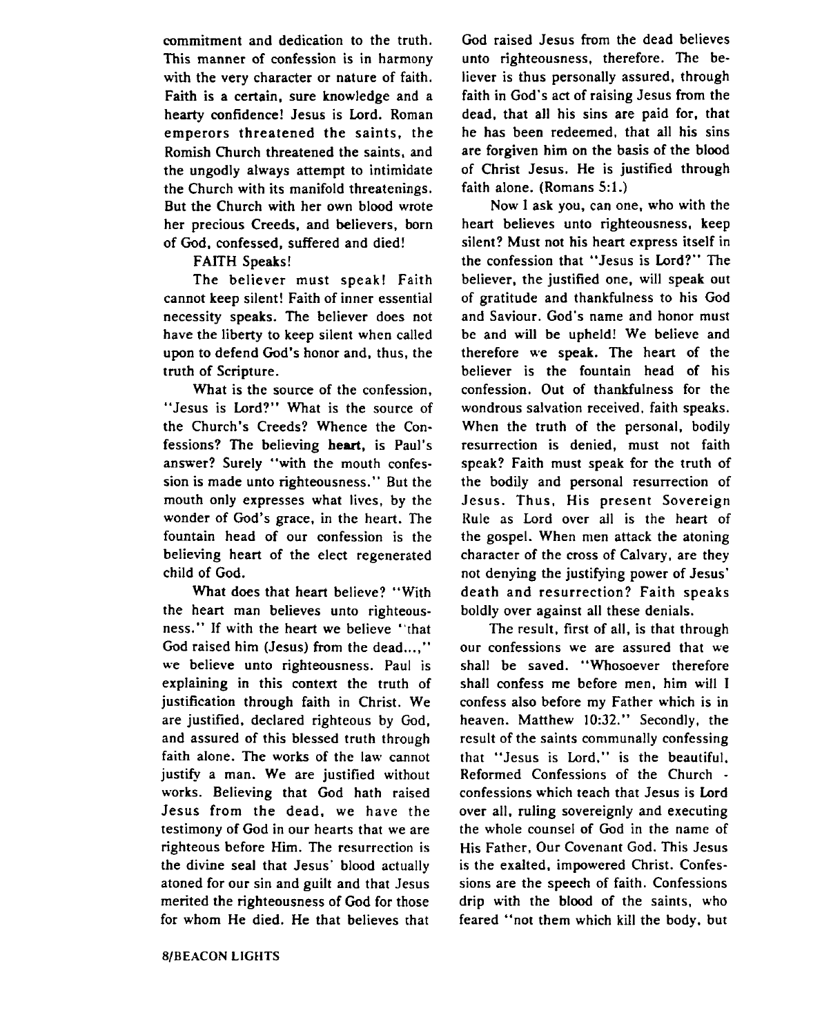commitment and dedication to the truth. This manner of confession is in harmony with the very character or nature of faith. Faith is a certain, sure knowledge and a hearty confidence! Jesus is Lord. Roman emperors threatened the saints, the Romish Church threatened the saints, and the ungodly always attempt to intimidate the Church with its manifold threatenings. But the Church with her own blood wrote her precious Creeds, and believers, born of God, confessed, suffered and died!

FAITH Speaks!

The believer must speak! Faith cannot keep silent! Faith of inner essential necessity speaks. The believer does not have the liberty to keep silent when called upon to defend God's honor and, thus, the truth of Scripture.

What is the source of the confession, "Jesus is Lord?" What is the source of the Church's Creeds? Whence the Confessions? The believing **heart**, is Paul's answer? Surely "with the mouth confession is made unto righteousness." But the mouth only expresses what lives, by the wonder of God's grace, in the heart. The fountain head of our confession is the believing heart of the elect regenerated child of God.

What does that heart believe? "With the heart man believes unto righteousness." If with the heart we believe "that God raised him (Jesus) from the dead...," we believe unto righteousness. Paul is explaining in this context the truth of justification through faith in Christ. We are justified, declared righteous by God, and assured of this blessed truth through faith alone. The works of the law cannot justify a man. We are justified without works. Believing that God hath raised Jesus from the dead, we have the testimony of God in our hearts that we are righteous before Him. The resurrection is the divine seal that Jesus' blood actually atoned for our sin and guilt and that Jesus merited the righteousness of God for those for whom He died. He that believes that God raised Jesus from the dead believes unto righteousness, therefore. The believer is thus personally assured, through faith in God's act of raising Jesus from the dead, that all his sins are paid for, that he has been redeemed, that all his sins are forgiven him on the basis of the blood of Christ Jesus. He is justified through faith alone. (Romans 5:1.)

Now I ask you, can one, who with the heart believes unto righteousness, keep silent? Must not his heart express itself in the confession that "Jesus is Lord?" The believer, the justified one, will speak out of gratitude and thankfulness to his God and Saviour. God's name and honor must be and will be upheld! We believe and therefore we speak. The heart of the believer is the fountain head of his confession. Out of thankfulness for the wondrous salvation received, faith speaks. When the truth of the personal, bodily resurrection is denied, must not faith speak? Faith must speak for the truth of the bodily and personal resurrection of Jesus. Thus, His present Sovereign Rule as Lord over all is the heart of the gospel. When men attack the atoning character of the cross of Calvary, are they not denying the justifying power of Jesus' death and resurrection? Faith speaks boldly over against all these denials.

The result, first of all, is that through our confessions we are assured that we shall be saved. "Whosoever therefore shall confess me before men, him will I confess also before my Father which is in heaven. Matthew 10:32." Secondly, the result of the saints communally confessing that "Jesus is Lord," is the beautiful, Reformed Confessions of the Church - confessions which teach that Jesus is Lord over all, ruling sovereignly and executing the whole counsel of God in the name of His Father, Our Covenant God. This Jesus is the exalted, impowered Christ. Confessions are the speech of faith. Confessions drip with the blood of the saints, who feared "not them which kill the body, but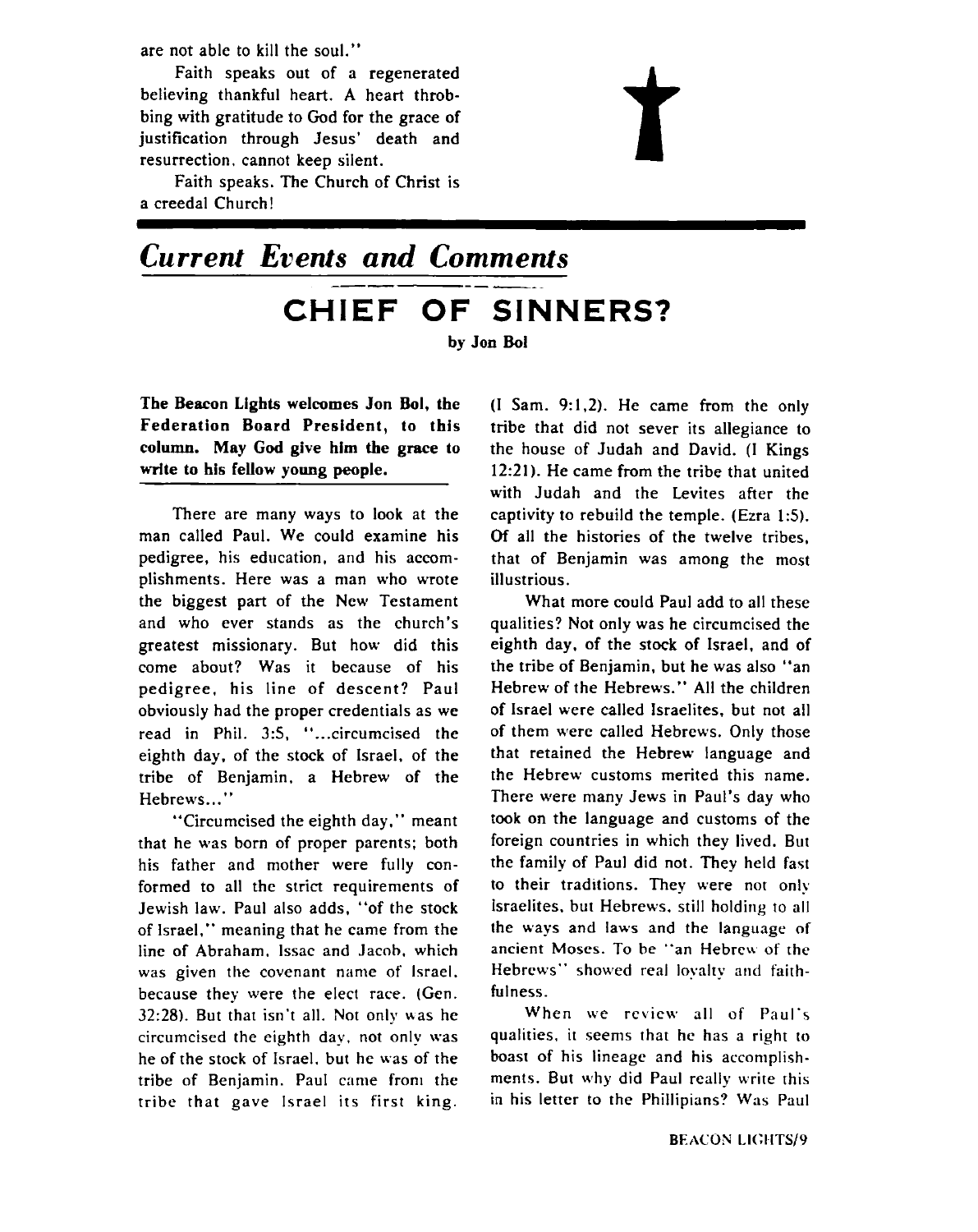are not able to kill the soul."

Faith speaks out of a regenerated believing thankful heart. A heart throbbing with gratitude to God for the grace of justification through Jesus' death and resurrection, cannot keep silent.

Faith speaks. The Church of Christ is a creedal Church!

## *Current Events and Comments*

# CHIEF OF SINNERS?

**by Jon Bol**

**The Beacon Lights welcomes Jon Bol, the Federation Board President, to this column. May God give him the grace to write to his fellow young people.**

There are many ways to look at the man called Paul. We could examine his pedigree, his education, and his accomplishments. Here was a man who wrote the biggest part of the New Testament and who ever stands as the church's greatest missionary. But how did this come about? Was it because of his pedigree, his line of descent? Paul obviously had the proper credentials as we read in Phil. 3:5, "...circumcised the eighth day, of the stock of Israel, of the tribe of Benjamin, a Hebrew of the Hebrews..."

"Circumcised the eighth day," meant that he was born of proper parents; both his father and mother were fully conformed to all the strict requirements of Jewish law. Paul also adds, "of the stock of Israel," meaning that he came from the line of Abraham, Issac and Jacob, which was given the covenant name of Israel, because they were the elect race. (Gen. 32:28). But that isn't all. Not only was he circumcised the eighth day, not only was he of the stock of Israel, but he was of the tribe of Benjamin. Paul came from the tribe that gave Israel its first king. (I Sam. 9:1,2). He came from the only tribe that did not sever its allegiance to the house of Judah and David. (I Kings 12:21). He came from the tribe that united with Judah and the Levites after the captivity to rebuild the temple. (Ezra 1:5). Of all the histories of the twelve tribes, that of Benjamin was among the most illustrious.

What more could Paul add to all these qualities? Not only was he circumcised the eighth day, of the stock of Israel, and of the tribe of Benjamin, but he was also "an Hebrew of the Hebrews." All the children of Israel were called Israelites, but not all of them were called Hebrews. Only those that retained the Hebrew language and the Hebrew customs merited this name. There were many Jews in Paul's day who took on the language and customs of the foreign countries in which they lived. But the family of Paul did not. They held fast to their traditions. They were not only Israelites, but Hebrews, still holding to all the ways and laws and the language of ancient Moses. To be "an Hebrew of the Hebrews" showed real loyalty and faithfulness.

When we review all of Paul's qualities, it seems that he has a right to boast of his lineage and his accomplishments. But why did Paul really write this in his letter to the Phillipians? Was Paul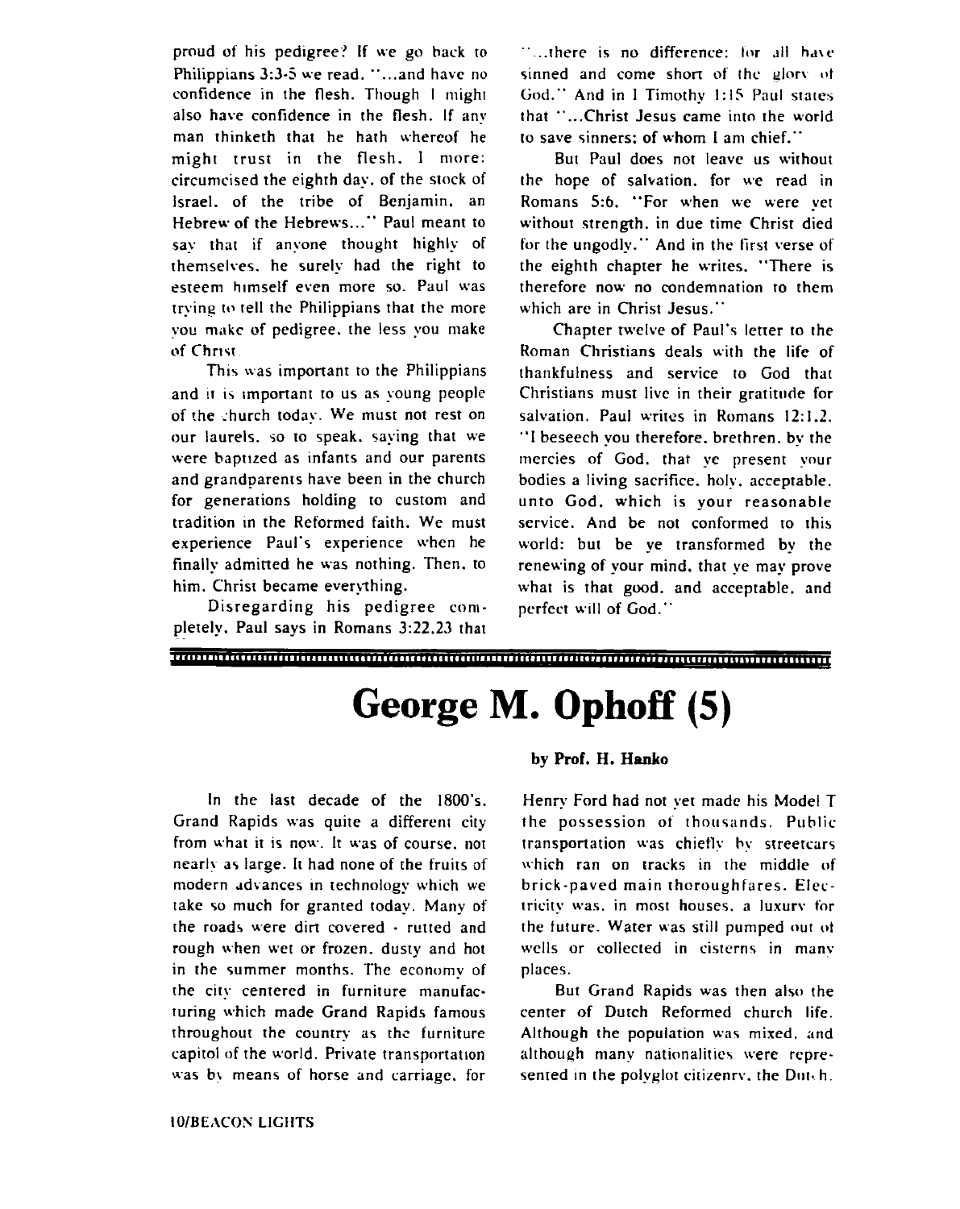proud of his pedigree? If we go back to Philippians 3:3-5 we read. "...and have no confidence in the flesh. Though I might also have confidence in the flesh. If any man thinketh that he hath whereof he might trust in the flesh. I more: circumcised the eighth day, of the stock of Israel, of the tribe of Benjamin, an Hebrew of the Hebrews..." Paul meant to say that if anyone thought highly of themselves, he surely had the right to esteem himself even more so. Paul was trying to tell the Philippians that the more you make of pedigree, the less you make of Christ.

This was important to the Philippians and it is important to us as young people of the church today. We must not rest on our laurels, so to speak, saying that we were baptized as infants and our parents and grandparents have been in the church for generations holding to custom and tradition in the Reformed faith. We must experience Paul's experience when he finally admitted he was nothing. Then, to him, Christ became everything.

Disregarding his pedigree completely, Paul says in Romans 3:22,23 that "...there is no difference: for all have sinned and come short of the glory of God." And in I Timothy 1:15 Paul states that "...Christ Jesus came into the world to save sinners; of whom I am chief."

But Paul does not leave us without the hope of salvation, for we read in Romans 5:6, "For when we were yet without strength, in due time Christ died for the ungodly." And in the first verse of the eighth chapter he writes, "There is therefore now no condemnation to them which are in Christ Jesus."

Chapter twelve of Paul's letter to the Roman Christians deals with the life of thankfulness and service to God that Christians must live in their gratitude for salvation. Paul writes in Romans 12:1,2, "I beseech you therefore, brethren, by the mercies of God, that ye present your bodies a living sacrifice, holy, acceptable, unto God, which is your reasonable service. And be not conformed to this world: but be ye transformed by the renewing of your mind, that ye may prove what is that good, and acceptable, and perfect will of God."

# George M. Ophoff (5)

**by Prof. H. Hanko**

In the last decade of the 1800's, Grand Rapids was quite a different city from what it is now. It was of course, not nearly as large. It had none of the fruits of modern advances in technology which we take so much for granted today. Many of the roads were dirt covered - rutted and rough when wet or frozen, dusty and hot in the summer months. The economy of the city centered in furniture manufacturing which made Grand Rapids famous throughout the country as the furniture capitol of the world. Private transportation was by means of horse and carriage, for Henry Ford had not yet made his Model T the possession of thousands. Public transportation was chiefly by streetcars which ran on tracks in the middle of brick-paved main thoroughfares. Electricity was, in most houses, a luxury for the future. Water was still pumped out of wells or collected in cisterns in many places.

But Grand Rapids was then also the center of Dutch Reformed church life. Although the population was mixed, and although many nationalities were represented in the polyglot citizenry, the Dutch.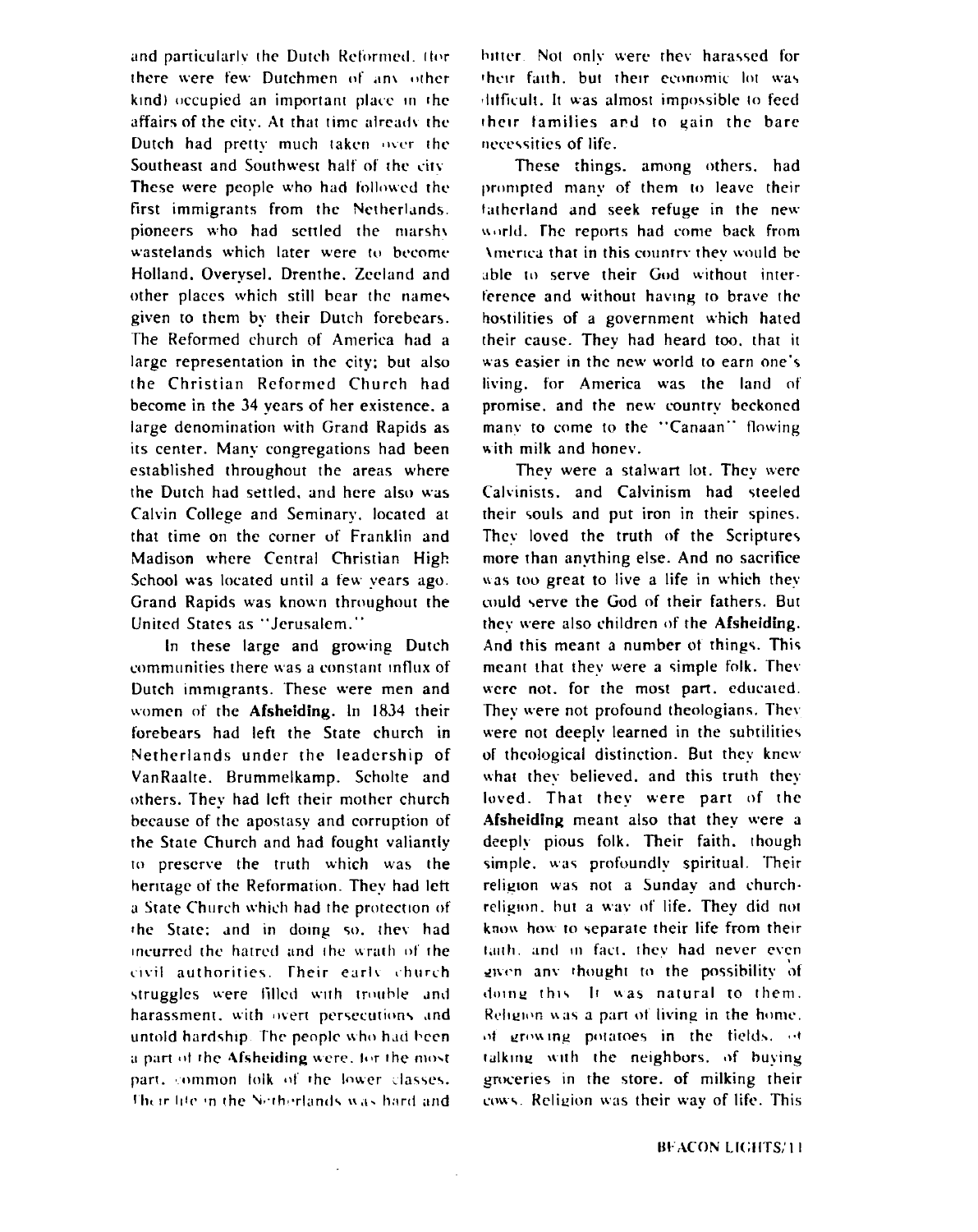and particularly the Dutch Reformed. (for there were few Dutchmen of any other kind) occupied an important place in the affairs of the city. At that time already the Dutch had pretty much taken over the Southeast and Southwest half of the city. These were people who had followed the first immigrants from the Netherlands, pioneers who had settled the marshy wastelands which later were to become Holland, Overysel, Drenthe, Zeeland and other places which still bear the names given to them by their Dutch forebears. The Reformed church of America had a large representation in the city; but also the Christian Reformed Church had become in the 34 years of her existence, a large denomination with Grand Rapids as its center. Many congregations had been established throughout the areas where the Dutch had settled, and here also was Calvin College and Seminary, located at that time on the corner of Franklin and Madison where Central Christian High School was located until a few years ago. Grand Rapids was known throughout the United States as "Jerusalem."

In these large and growing Dutch communities there was a constant influx of Dutch immigrants. These were men and women of the **Afsheiding.** In 1834 their forebears had left the State church in Netherlands under the leadership of VanRaalte, Brummelkamp, Scholte and others. They had left their mother church because of the apostasy and corruption of the State Church and had fought valiantly to preserve the truth which was the heritage of the Reformation. They had left a State Church which had the protection of the State; and in doing so, they had incurred the hatred and the wrath of the civil authorities. Their early church struggles were filled with trouble and harassment, with overt persecutions and untold hardship. The people who had been a part of the **Afsheiding** were, for the most part, common folk of the lower classes. Their life in the Netherlands was hard and bitter. Not only were they harassed for their faith, but their economic lot was difficult. It was almost impossible to feed their families and to gain the bare necessities of life.

These things, among others, had prompted many of them to leave their fatherland and seek refuge in the new world. The reports had come back from America that in this country they would be able to serve their God without interference and without having to brave the hostilities of a government which hated their cause. They had heard too, that it was easier in the new world to earn one's living, for America was the land of promise, and the new country beckoned many to come to the "Canaan" flowing with milk and honey.

They were a stalwart lot. They were Calvinists, and Calvinism had steeled their souls and put iron in their spines. They loved the truth of the Scriptures more than anything else. And no sacrifice was too great to live a life in which they could serve the God of their fathers. But they were also children of the **Afsheiding.** And this meant a number of things. This meant that they were a simple folk. They were not, for the most part, educated. They were not profound theologians. They were not deeply learned in the subtilities of theological distinction. But they knew what they believed, and this truth they loved. That they were part of the **Afsheiding** meant also that they were a deeply pious folk. Their faith, though simple, was profoundly spiritual. Their religion was not a Sunday and church-religion, but a way of life. They did not know how to separate their life from their faith, and in fact, they had never even given any thought to the possibility of doing this. It was natural to them. Religion was a part of living in the home, of growing potatoes in the fields, of talking with the neighbors, of buying groceries in the store, of milking their cows. Religion was their way of life. This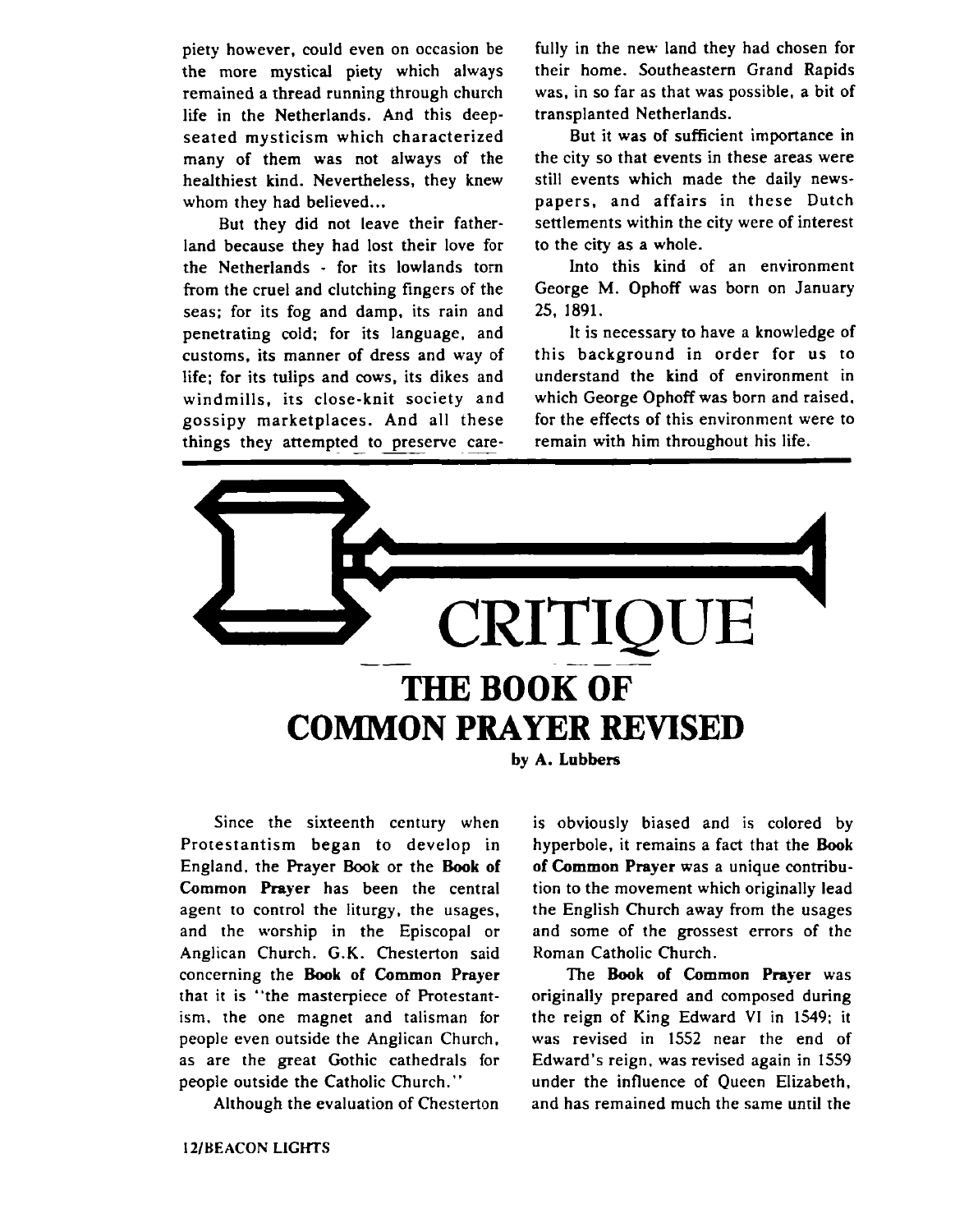piety however, could even on occasion be the more mystical piety which always remained a thread running through church life in the Netherlands. And this deep-seated mysticism which characterized many of them was not always of the healthiest kind. Nevertheless, they knew whom they had believed...

But they did not leave their fatherland because they had lost their love for the Netherlands - for its lowlands torn from the cruel and clutching fingers of the seas; for its fog and damp, its rain and penetrating cold; for its language, and customs, its manner of dress and way of life; for its tulips and cows, its dikes and windmills, its close-knit society and gossipy marketplaces. And all these things they attempted to preserve carefully in the new land they had chosen for their home. Southeastern Grand Rapids was, in so far as that was possible, a bit of transplanted Netherlands.

But it was of sufficient importance in the city so that events in these areas were still events which made the daily newspapers, and affairs in these Dutch settlements within the city were of interest to the city as a whole.

Into this kind of an environment George M. Ophoff was born on January 25, 1891.

It is necessary to have a knowledge of this background in order for us to understand the kind of environment in which George Ophoff was born and raised, for the effects of this environment were to remain with him throughout his life.

# CRITIQUE

## THE BOOK OF COMMON PRAYER REVISED

**by A. Lubbers**

Since the sixteenth century when Protestantism began to develop in England, the Prayer Book or the **Book of Common Prayer** has been the central agent to control the liturgy, the usages, and the worship in the Episcopal or Anglican Church. G.K. Chesterton said concerning the **Book of Common Prayer** that it is "the masterpiece of Protestantism, the one magnet and talisman for people even outside the Anglican Church, as are the great Gothic cathedrals for people outside the Catholic Church."

Although the evaluation of Chesterton is obviously biased and is colored by hyperbole, it remains a fact that the **Book of Common Prayer** was a unique contribution to the movement which originally lead the English Church away from the usages and some of the grossest errors of the Roman Catholic Church.

The **Book of Common Prayer** was originally prepared and composed during the reign of King Edward VI in 1549; it was revised in 1552 near the end of Edward's reign, was revised again in 1559 under the influence of Queen Elizabeth, and has remained much the same until the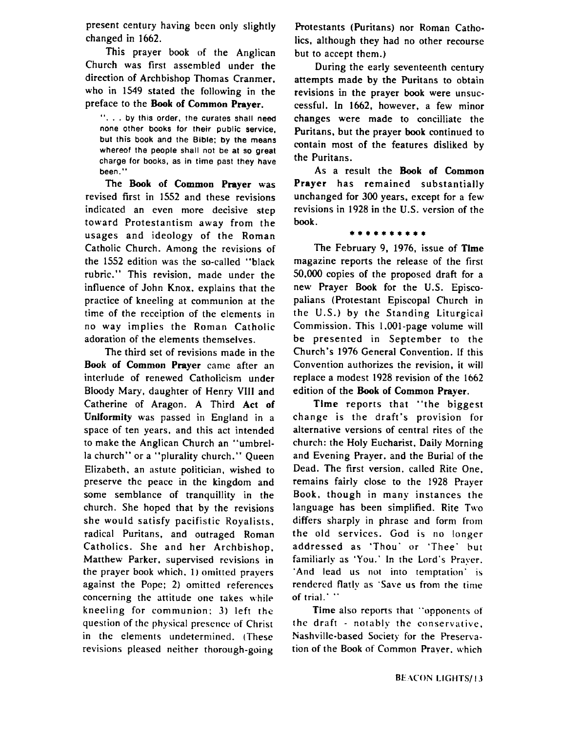present century having been only slightly changed in 1662.

This prayer book of the Anglican Church was first assembled under the direction of Archbishop Thomas Cranmer, who in 1549 stated the following in the preface to the **Book of Common Prayer**.

> ". . . by this order, the curates shall need none other books for their public service, but this book and the Bible; by the means whereof the people shall not be at so great charge for books, as in time past they have been."

The **Book of Common Prayer** was revised first in 1552 and these revisions indicated an even more decisive step toward Protestantism away from the usages and ideology of the Roman Catholic Church. Among the revisions of the 1552 edition was the so-called "black rubric." This revision, made under the influence of John Knox, explains that the practice of kneeling at communion at the time of the receiption of the elements in no way implies the Roman Catholic adoration of the elements themselves.

The third set of revisions made in the **Book of Common Prayer** came after an interlude of renewed Catholicism under Bloody Mary, daughter of Henry VIII and Catherine of Aragon. A Third **Act of Uniformity** was passed in England in a space of ten years, and this act intended to make the Anglican Church an "umbrella church" or a "plurality church." Queen Elizabeth, an astute politician, wished to preserve the peace in the kingdom and some semblance of tranquillity in the church. She hoped that by the revisions she would satisfy pacifistic Royalists, radical Puritans, and outraged Roman Catholics. She and her Archbishop, Matthew Parker, supervised revisions in the prayer book which, 1) omitted prayers against the Pope; 2) omitted references concerning the attitude one takes while kneeling for communion; 3) left the question of the physical presence of Christ in the elements undetermined. (These revisions pleased neither thorough-going Protestants (Puritans) nor Roman Catholics, although they had no other recourse but to accept them.)

During the early seventeenth century attempts made by the Puritans to obtain revisions in the prayer book were unsuccessful. In 1662, however, a few minor changes were made to concilliate the Puritans, but the prayer book continued to contain most of the features disliked by the Puritans.

As a result the **Book of Common Prayer** has remained substantially unchanged for 300 years, except for a few revisions in 1928 in the U.S. version of the book.

\* \* \* \* \* \* \* \* \* \*

The February 9, 1976, issue of **Time** magazine reports the release of the first 50,000 copies of the proposed draft for a new Prayer Book for the U.S. Episcopalians (Protestant Episcopal Church in the U.S.) by the Standing Liturgical Commission. This 1,001-page volume will be presented in September to the Church's 1976 General Convention. If this Convention authorizes the revision, it will replace a modest 1928 revision of the 1662 edition of the **Book of Common Prayer**.

**Time** reports that "the biggest change is the draft's provision for alternative versions of central rites of the church: the Holy Eucharist, Daily Morning and Evening Prayer, and the Burial of the Dead. The first version, called Rite One, remains fairly close to the 1928 Prayer Book, though in many instances the language has been simplified. Rite Two differs sharply in phrase and form from the old services. God is no longer addressed as 'Thou' or 'Thee' but familiarly as 'You.' In the Lord's Prayer, 'And lead us not into temptation' is rendered flatly as 'Save us from the time of trial.' "

**Time** also reports that "opponents of the draft - notably the conservative, Nashville-based Society for the Preservation of the Book of Common Prayer, which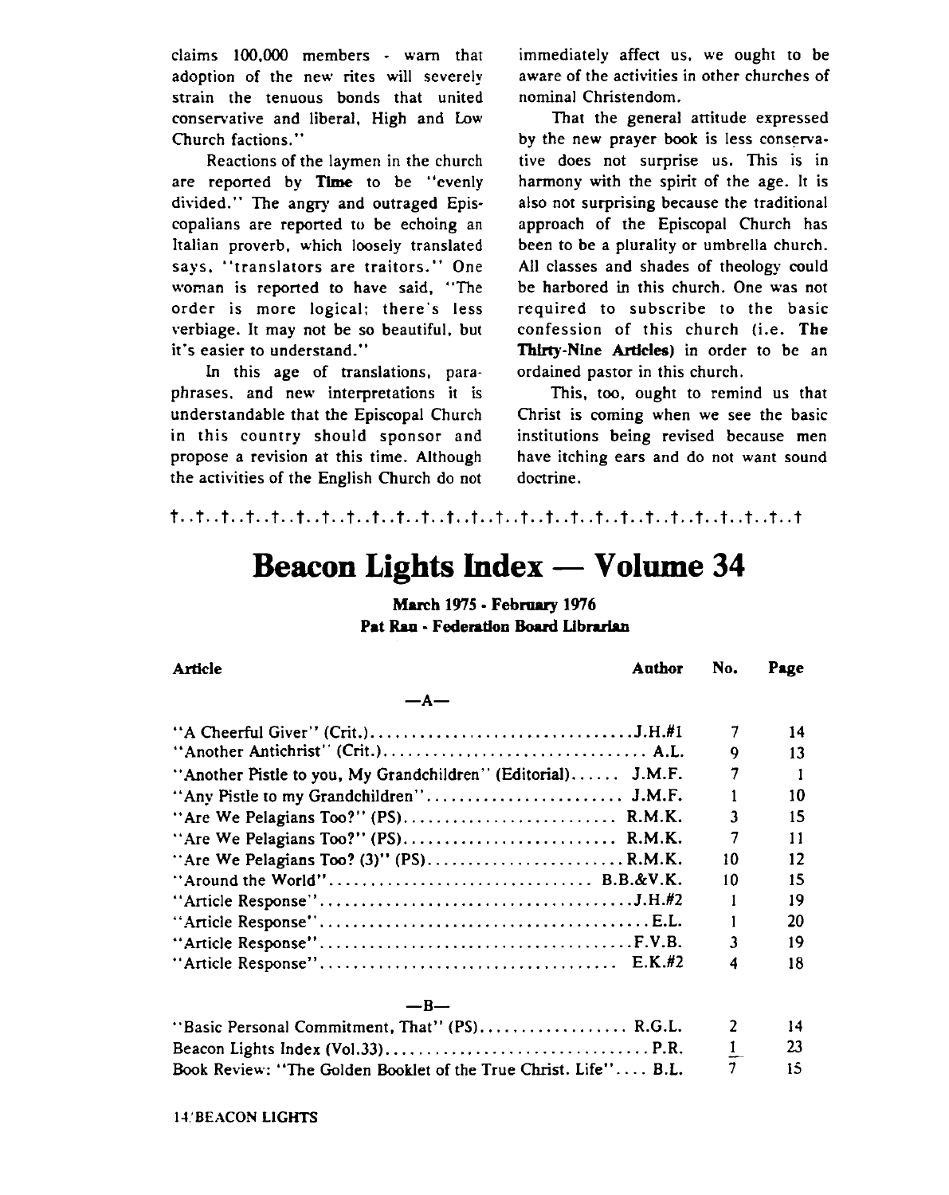claims 100,000 members - warn that adoption of the new rites will severely strain the tenuous bonds that united conservative and liberal, High and Low Church factions."

Reactions of the laymen in the church are reported by **Time** to be "evenly divided." The angry and outraged Episcopalians are reported to be echoing an Italian proverb, which loosely translated says, "translators are traitors." One woman is reported to have said, "The order is more logical; there's less verbiage. It may not be so beautiful, but it's easier to understand."

In this age of translations, paraphrases, and new interpretations it is understandable that the Episcopal Church in this country should sponsor and propose a revision at this time. Although the activities of the English Church do not immediately affect us, we ought to be aware of the activities in other churches of nominal Christendom.

That the general attitude expressed by the new prayer book is less conservative does not surprise us. This is in harmony with the spirit of the age. It is also not surprising because the traditional approach of the Episcopal Church has been to be a plurality or umbrella church. All classes and shades of theology could be harbored in this church. One was not required to subscribe to the basic confession of this church (i.e. **The Thirty-Nine Articles**) in order to be an ordained pastor in this church.

This, too, ought to remind us that Christ is coming when we see the basic institutions being revised because men have itching ears and do not want sound doctrine.

†..†..†..†..†..†..†..†..†..†..†..†..†..†..†..†..†..†..†..†..†..†..†..†..†..†..†..†

# Beacon Lights Index — Volume 34

**March 1975 - February 1976**
**Pat Rau - Federation Board Librarian**

| Article | Author | No. | Page |
|---|---|---|---|
| —A— | | | |
| "A Cheerful Giver" (Crit.) | J.H.#1 | 7 | 14 |
| "Another Antichrist" (Crit.) | A.L. | 9 | 13 |
| "Another Pistle to you, My Grandchildren" (Editorial) | J.M.F. | 7 | 1 |
| "Any Pistle to my Grandchildren" | J.M.F. | 1 | 10 |
| "Are We Pelagians Too?" (PS) | R.M.K. | 3 | 15 |
| "Are We Pelagians Too?" (PS) | R.M.K. | 7 | 11 |
| "Are We Pelagians Too? (3)" (PS) | R.M.K. | 10 | 12 |
| "Around the World" | B.B.&V.K. | 10 | 15 |
| "Article Response" | J.H.#2 | 1 | 19 |
| "Article Response" | E.L. | 1 | 20 |
| "Article Response" | F.V.B. | 3 | 19 |
| "Article Response" | E.K.#2 | 4 | 18 |
| —B— | | | |
| "Basic Personal Commitment, That" (PS) | R.G.L. | 2 | 14 |
| Beacon Lights Index (Vol.33) | P.R. | 1 | 23 |
| Book Review: "The Golden Booklet of the True Christ. Life" | B.L. | 7 | 15 |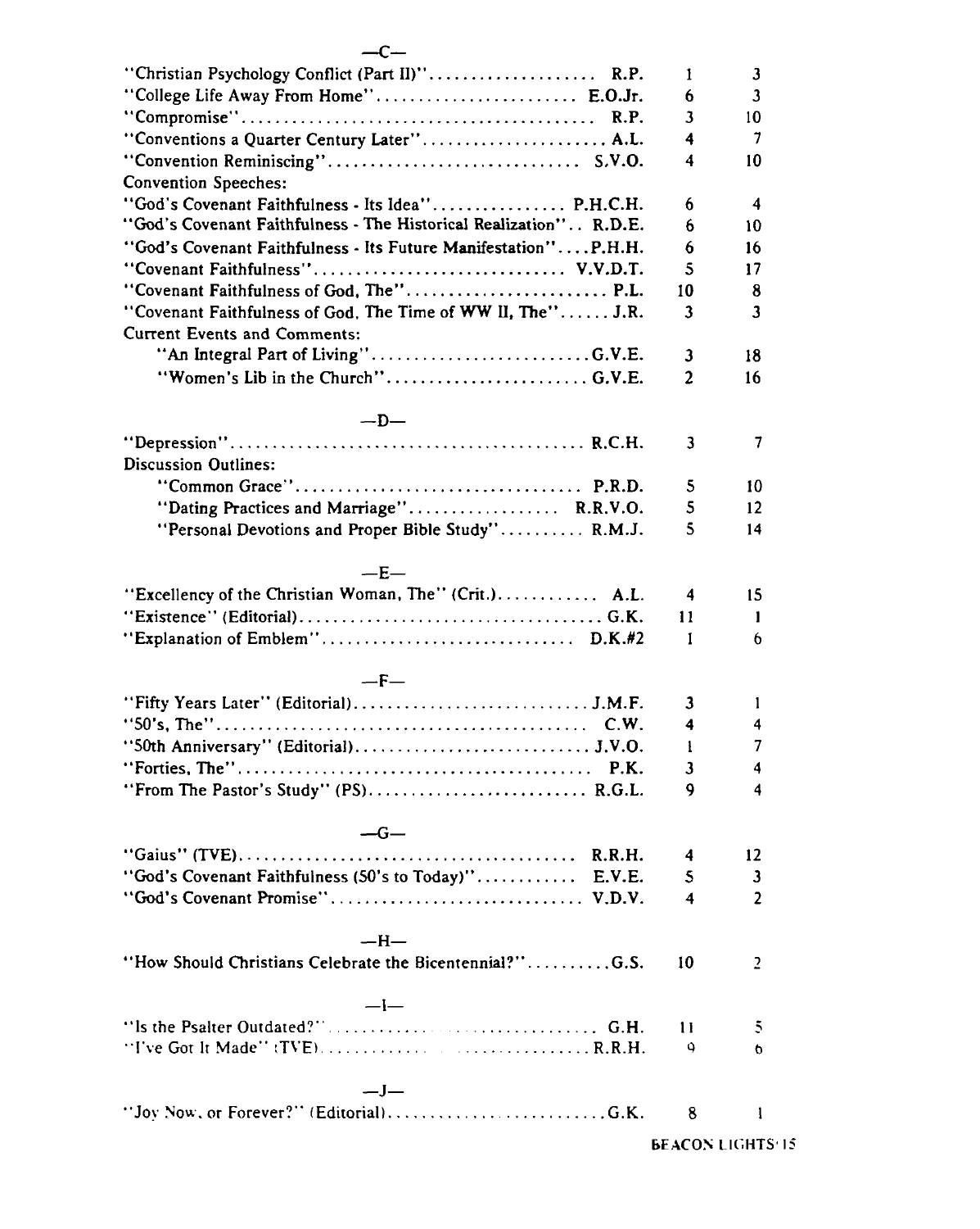—C—

| | | | |
|---|---|---|---|
| "Christian Psychology Conflict (Part II)" | R.P. | 1 | 3 |
| "College Life Away From Home" | E.O.Jr. | 6 | 3 |
| "Compromise" | R.P. | 3 | 10 |
| "Conventions a Quarter Century Later" | A.L. | 4 | 7 |
| "Convention Reminiscing" | S.V.O. | 4 | 10 |
| Convention Speeches: | | | |
| "God's Covenant Faithfulness - Its Idea" | P.H.C.H. | 6 | 4 |
| "God's Covenant Faithfulness - The Historical Realization" | R.D.E. | 6 | 10 |
| "God's Covenant Faithfulness - Its Future Manifestation" | P.H.H. | 6 | 16 |
| "Covenant Faithfulness" | V.V.D.T. | 5 | 17 |
| "Covenant Faithfulness of God, The" | P.L. | 10 | 8 |
| "Covenant Faithfulness of God, The Time of WW II, The" | J.R. | 3 | 3 |
| Current Events and Comments: | | | |
| "An Integral Part of Living" | G.V.E. | 3 | 18 |
| "Women's Lib in the Church" | G.V.E. | 2 | 16 |

—D—

| | | | |
|---|---|---|---|
| "Depression" | R.C.H. | 3 | 7 |
| Discussion Outlines: | | | |
| "Common Grace" | P.R.D. | 5 | 10 |
| "Dating Practices and Marriage" | R.R.V.O. | 5 | 12 |
| "Personal Devotions and Proper Bible Study" | R.M.J. | 5 | 14 |

—E—

| | | | |
|---|---|---|---|
| "Excellency of the Christian Woman, The" (Crit.) | A.L. | 4 | 15 |
| "Existence" (Editorial) | G.K. | 11 | 1 |
| "Explanation of Emblem" | D.K.#2 | 1 | 6 |

—F—

| | | | |
|---|---|---|---|
| "Fifty Years Later" (Editorial) | J.M.F. | 3 | 1 |
| "50's, The" | C.W. | 4 | 4 |
| "50th Anniversary" (Editorial) | J.V.O. | 1 | 7 |
| "Forties, The" | P.K. | 3 | 4 |
| "From The Pastor's Study" (PS) | R.G.L. | 9 | 4 |

—G—

| | | | |
|---|---|---|---|
| "Gaius" (TVE) | R.R.H. | 4 | 12 |
| "God's Covenant Faithfulness (50's to Today)" | E.V.E. | 5 | 3 |
| "God's Covenant Promise" | V.D.V. | 4 | 2 |

—H—

| | | | |
|---|---|---|---|
| "How Should Christians Celebrate the Bicentennial?" | G.S. | 10 | 2 |

—I—

| | | | |
|---|---|---|---|
| "Is the Psalter Outdated?" | G.H. | 11 | 5 |
| "I've Got It Made" (TVE) | R.R.H. | 9 | 6 |

—J—

| | | | |
|---|---|---|---|
| "Joy Now, or Forever?" (Editorial) | G.K. | 8 | 1 |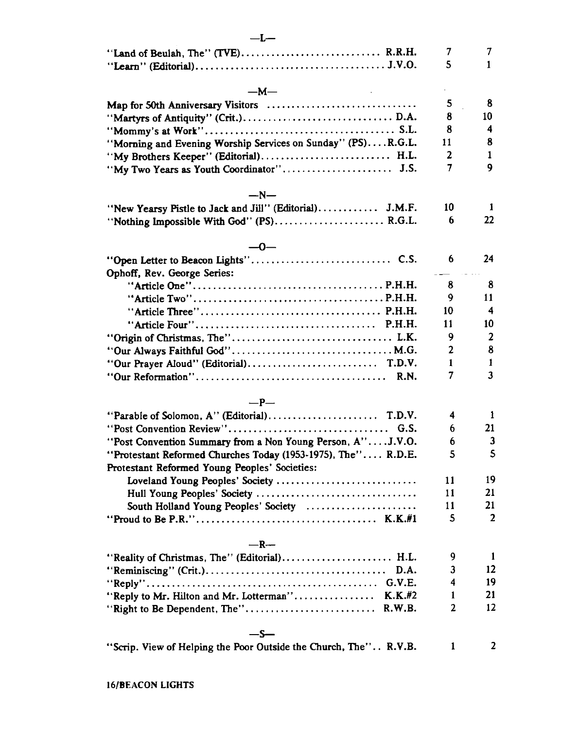—L—

| | | | |
|---|---|---|---|
| "Land of Beulah, The" (TVE) | R.R.H. | 7 | 7 |
| "Learn" (Editorial) | J.V.O. | 5 | 1 |

—M—

| | | | |
|---|---|---|---|
| Map for 50th Anniversary Visitors | | 5 | 8 |
| "Martyrs of Antiquity" (Crit.) | D.A. | 8 | 10 |
| "Mommy's at Work" | S.L. | 8 | 4 |
| "Morning and Evening Worship Services on Sunday" (PS) | R.G.L. | 11 | 8 |
| "My Brothers Keeper" (Editorial) | H.L. | 2 | 1 |
| "My Two Years as Youth Coordinator" | J.S. | 7 | 9 |

—N—

| | | | |
|---|---|---|---|
| "New Yearsy Pistle to Jack and Jill" (Editorial) | J.M.F. | 10 | 1 |
| "Nothing Impossible With God" (PS) | R.G.L. | 6 | 22 |

—O—

| | | | |
|---|---|---|---|
| "Open Letter to Beacon Lights" | C.S. | 6 | 24 |
| Ophoff, Rev. George Series: | | | |
| "Article One" | P.H.H. | 8 | 8 |
| "Article Two" | P.H.H. | 9 | 11 |
| "Article Three" | P.H.H. | 10 | 4 |
| "Article Four" | P.H.H. | 11 | 10 |
| "Origin of Christmas, The" | L.K. | 9 | 2 |
| "Our Always Faithful God" | M.G. | 2 | 8 |
| "Our Prayer Aloud" (Editorial) | T.D.V. | 1 | 1 |
| "Our Reformation" | R.N. | 7 | 3 |

—P—

| | | | |
|---|---|---|---|
| "Parable of Solomon, A" (Editorial) | T.D.V. | 4 | 1 |
| "Post Convention Review" | G.S. | 6 | 21 |
| "Post Convention Summary from a Non Young Person, A" | J.V.O. | 6 | 3 |
| "Protestant Reformed Churches Today (1953-1975), The" | R.D.E. | 5 | 5 |
| Protestant Reformed Young Peoples' Societies: | | | |
| Loveland Young Peoples' Society | | 11 | 19 |
| Hull Young Peoples' Society | | 11 | 21 |
| South Holland Young Peoples' Society | | 11 | 21 |
| "Proud to Be P.R." | K.K.#1 | 5 | 2 |

—R—

| | | | |
|---|---|---|---|
| "Reality of Christmas, The" (Editorial) | H.L. | 9 | 1 |
| "Reminiscing" (Crit.) | D.A. | 3 | 12 |
| "Reply" | G.V.E. | 4 | 19 |
| "Reply to Mr. Hilton and Mr. Lotterman" | K.K.#2 | 1 | 21 |
| "Right to Be Dependent, The" | R.W.B. | 2 | 12 |

—S—

| | | | |
|---|---|---|---|
| "Scrip. View of Helping the Poor Outside the Church, The" | R.V.B. | 1 | 2 |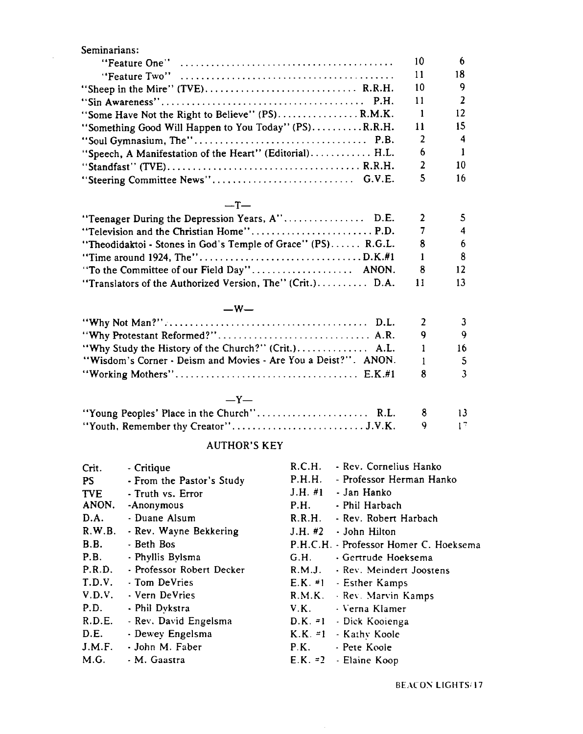Seminarians:

| Title | Author | Issue | Page |
|---|---|---|---|
| "Feature One" | | 10 | 6 |
| "Feature Two" | | 11 | 18 |
| "Sheep in the Mire" (TVE) | R.R.H. | 10 | 9 |
| "Sin Awareness" | P.H. | 11 | 2 |
| "Some Have Not the Right to Believe" (PS) | R.M.K. | 1 | 12 |
| "Something Good Will Happen to You Today" (PS) | R.R.H. | 11 | 15 |
| "Soul Gymnasium, The" | P.B. | 2 | 4 |
| "Speech, A Manifestation of the Heart" (Editorial) | H.L. | 6 | 1 |
| "Standfast" (TVE) | R.R.H. | 2 | 10 |
| "Steering Committee News" | G.V.E. | 5 | 16 |

—T—

| Title | Author | Issue | Page |
|---|---|---|---|
| "Teenager During the Depression Years, A" | D.E. | 2 | 5 |
| "Television and the Christian Home" | P.D. | 7 | 4 |
| "Theodidaktoi - Stones in God's Temple of Grace" (PS) | R.G.L. | 8 | 6 |
| "Time around 1924, The" | D.K.#1 | 1 | 8 |
| "To the Committee of our Field Day" | ANON. | 8 | 12 |
| "Translators of the Authorized Version, The" (Crit.) | D.A. | 11 | 13 |

—W—

| Title | Author | Issue | Page |
|---|---|---|---|
| "Why Not Man?" | D.L. | 2 | 3 |
| "Why Protestant Reformed?" | A.R. | 9 | 9 |
| "Why Study the History of the Church?" (Crit.) | A.L. | 1 | 16 |
| "Wisdom's Corner - Deism and Movies - Are You a Deist?" | ANON. | 1 | 5 |
| "Working Mothers" | E.K.#1 | 8 | 3 |

—Y—

| Title | Author | Issue | Page |
|---|---|---|---|
| "Young Peoples' Place in the Church" | R.L. | 8 | 13 |
| "Youth, Remember thy Creator" | J.V.K. | 9 | 17 |

## AUTHOR'S KEY

| Key | Meaning |
|---|---|
| Crit. | Critique |
| PS | From the Pastor's Study |
| TVE | Truth vs. Error |
| ANON. | Anonymous |
| D.A. | Duane Alsum |
| R.W.B. | Rev. Wayne Bekkering |
| B.B. | Beth Bos |
| P.B. | Phyllis Bylsma |
| P.R.D. | Professor Robert Decker |
| T.D.V. | Tom DeVries |
| V.D.V. | Vern DeVries |
| P.D. | Phil Dykstra |
| R.D.E. | Rev. David Engelsma |
| D.E. | Dewey Engelsma |
| J.M.F. | John M. Faber |
| M.G. | M. Gaastra |
| R.C.H. | Rev. Cornelius Hanko |
| P.H.H. | Professor Herman Hanko |
| J.H. #1 | Jan Hanko |
| P.H. | Phil Harbach |
| R.R.H. | Rev. Robert Harbach |
| J.H. #2 | John Hilton |
| P.H.C.H. | Professor Homer C. Hoeksema |
| G.H. | Gertrude Hoeksema |
| R.M.J. | Rev. Meindert Joostens |
| E.K. #1 | Esther Kamps |
| R.M.K. | Rev. Marvin Kamps |
| V.K. | Verna Klamer |
| D.K. #1 | Dick Kooienga |
| K.K. #1 | Kathy Koole |
| P.K. | Pete Koole |
| E.K. #2 | Elaine Koop |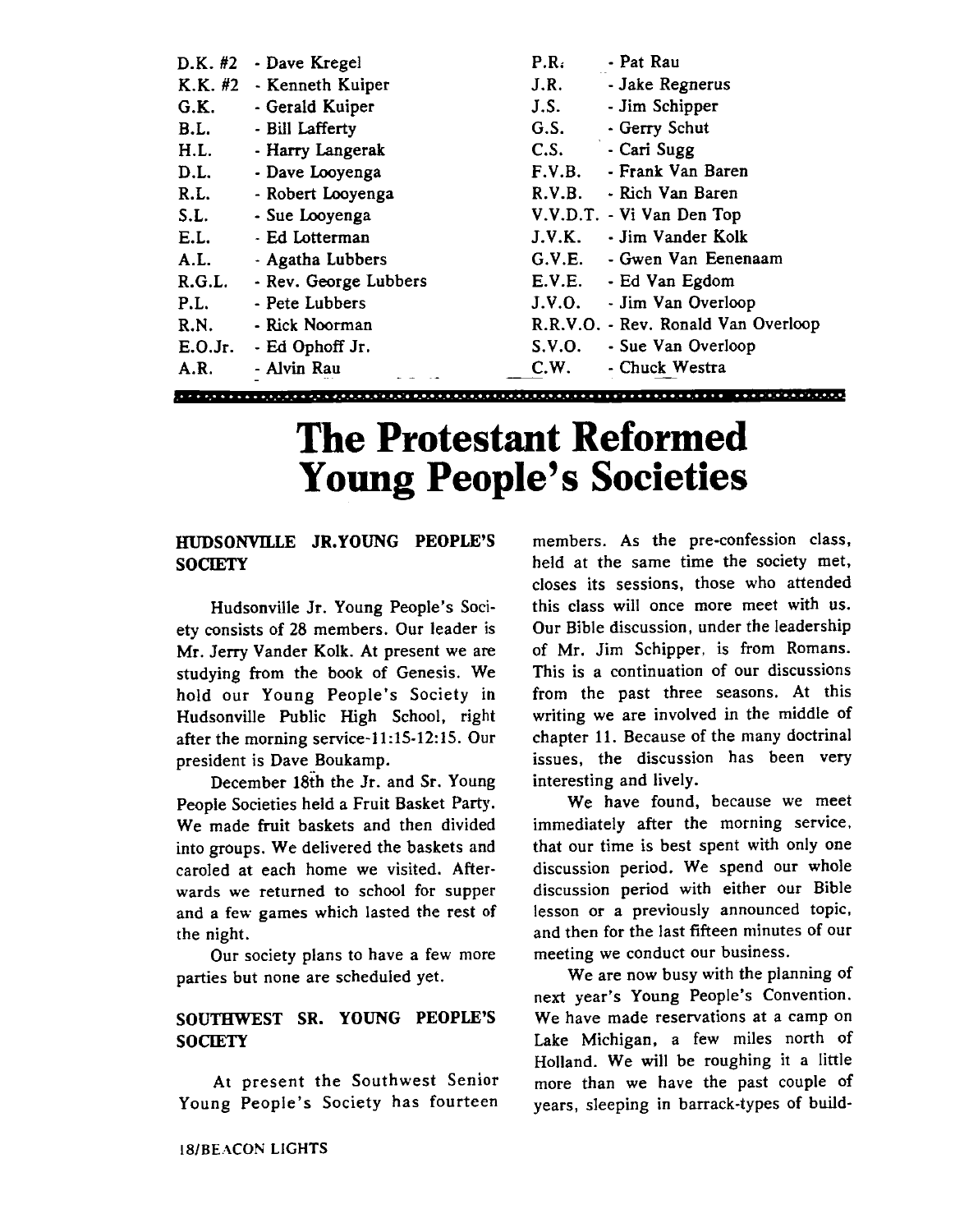D.K. #2 - Dave Kregel
K.K. #2 - Kenneth Kuiper
G.K. - Gerald Kuiper
B.L. - Bill Lafferty
H.L. - Harry Langerak
D.L. - Dave Looyenga
R.L. - Robert Looyenga
S.L. - Sue Looyenga
E.L. - Ed Lotterman
A.L. - Agatha Lubbers
R.G.L. - Rev. George Lubbers
P.L. - Pete Lubbers
R.N. - Rick Noorman
E.O.Jr. - Ed Ophoff Jr.
A.R. - Alvin Rau
P.R. - Pat Rau
J.R. - Jake Regnerus
J.S. - Jim Schipper
G.S. - Gerry Schut
C.S. - Cari Sugg
F.V.B. - Frank Van Baren
R.V.B. - Rich Van Baren
V.V.D.T. - Vi Van Den Top
J.V.K. - Jim Vander Kolk
G.V.E. - Gwen Van Eenenaam
E.V.E. - Ed Van Egdom
J.V.O. - Jim Van Overloop
R.R.V.O. - Rev. Ronald Van Overloop
S.V.O. - Sue Van Overloop
C.W. - Chuck Westra

# The Protestant Reformed Young People's Societies

### HUDSONVILLE JR.YOUNG PEOPLE'S SOCIETY

Hudsonville Jr. Young People's Society consists of 28 members. Our leader is Mr. Jerry Vander Kolk. At present we are studying from the book of Genesis. We hold our Young People's Society in Hudsonville Public High School, right after the morning service-11:15-12:15. Our president is Dave Boukamp.

December 18th the Jr. and Sr. Young People Societies held a Fruit Basket Party. We made fruit baskets and then divided into groups. We delivered the baskets and caroled at each home we visited. Afterwards we returned to school for supper and a few games which lasted the rest of the night.

Our society plans to have a few more parties but none are scheduled yet.

### SOUTHWEST SR. YOUNG PEOPLE'S SOCIETY

At present the Southwest Senior Young People's Society has fourteen members. As the pre-confession class, held at the same time the society met, closes its sessions, those who attended this class will once more meet with us. Our Bible discussion, under the leadership of Mr. Jim Schipper, is from Romans. This is a continuation of our discussions from the past three seasons. At this writing we are involved in the middle of chapter 11. Because of the many doctrinal issues, the discussion has been very interesting and lively.

We have found, because we meet immediately after the morning service, that our time is best spent with only one discussion period. We spend our whole discussion period with either our Bible lesson or a previously announced topic, and then for the last fifteen minutes of our meeting we conduct our business.

We are now busy with the planning of next year's Young People's Convention. We have made reservations at a camp on Lake Michigan, a few miles north of Holland. We will be roughing it a little more than we have the past couple of years, sleeping in barrack-types of build-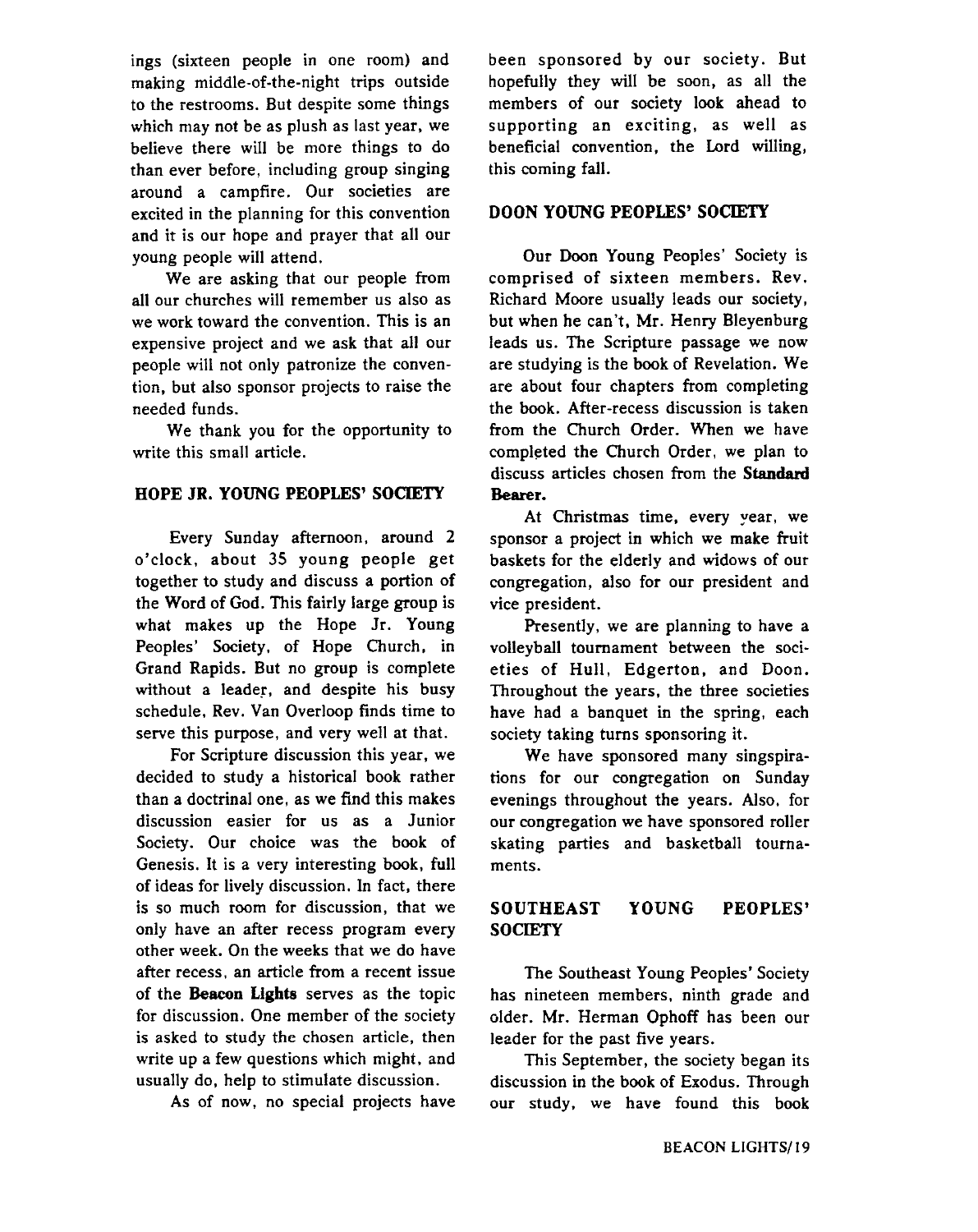ings (sixteen people in one room) and making middle-of-the-night trips outside to the restrooms. But despite some things which may not be as plush as last year, we believe there will be more things to do than ever before, including group singing around a campfire. Our societies are excited in the planning for this convention and it is our hope and prayer that all our young people will attend.

We are asking that our people from all our churches will remember us also as we work toward the convention. This is an expensive project and we ask that all our people will not only patronize the convention, but also sponsor projects to raise the needed funds.

We thank you for the opportunity to write this small article.

### HOPE JR. YOUNG PEOPLES' SOCIETY

Every Sunday afternoon, around 2 o'clock, about 35 young people get together to study and discuss a portion of the Word of God. This fairly large group is what makes up the Hope Jr. Young Peoples' Society, of Hope Church, in Grand Rapids. But no group is complete without a leader, and despite his busy schedule, Rev. Van Overloop finds time to serve this purpose, and very well at that.

For Scripture discussion this year, we decided to study a historical book rather than a doctrinal one, as we find this makes discussion easier for us as a Junior Society. Our choice was the book of Genesis. It is a very interesting book, full of ideas for lively discussion. In fact, there is so much room for discussion, that we only have an after recess program every other week. On the weeks that we do have after recess, an article from a recent issue of the **Beacon Lights** serves as the topic for discussion. One member of the society is asked to study the chosen article, then write up a few questions which might, and usually do, help to stimulate discussion.

As of now, no special projects have been sponsored by our society. But hopefully they will be soon, as all the members of our society look ahead to supporting an exciting, as well as beneficial convention, the Lord willing, this coming fall.

### DOON YOUNG PEOPLES' SOCIETY

Our Doon Young Peoples' Society is comprised of sixteen members. Rev. Richard Moore usually leads our society, but when he can't, Mr. Henry Bleyenburg leads us. The Scripture passage we now are studying is the book of Revelation. We are about four chapters from completing the book. After-recess discussion is taken from the Church Order. When we have completed the Church Order, we plan to discuss articles chosen from the **Standard Bearer.**

At Christmas time, every year, we sponsor a project in which we make fruit baskets for the elderly and widows of our congregation, also for our president and vice president.

Presently, we are planning to have a volleyball tournament between the societies of Hull, Edgerton, and Doon. Throughout the years, the three societies have had a banquet in the spring, each society taking turns sponsoring it.

We have sponsored many singspirations for our congregation on Sunday evenings throughout the years. Also, for our congregation we have sponsored roller skating parties and basketball tournaments.

### SOUTHEAST YOUNG PEOPLES' SOCIETY

The Southeast Young Peoples' Society has nineteen members, ninth grade and older. Mr. Herman Ophoff has been our leader for the past five years.

This September, the society began its discussion in the book of Exodus. Through our study, we have found this book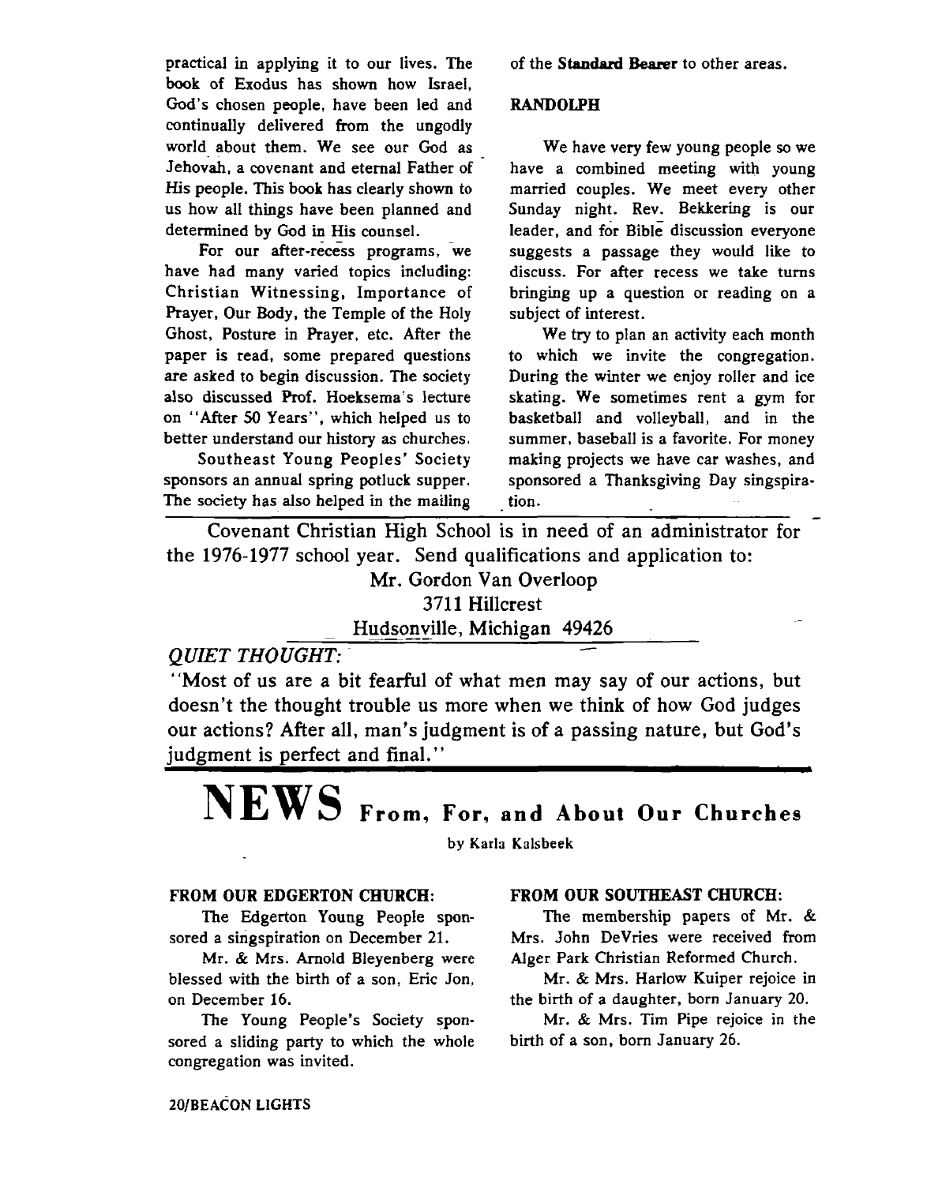practical in applying it to our lives. The book of Exodus has shown how Israel, God's chosen people, have been led and continually delivered from the ungodly world about them. We see our God as Jehovah, a covenant and eternal Father of His people. This book has clearly shown to us how all things have been planned and determined by God in His counsel.

For our after-recess programs, we have had many varied topics including: Christian Witnessing, Importance of Prayer, Our Body, the Temple of the Holy Ghost, Posture in Prayer, etc. After the paper is read, some prepared questions are asked to begin discussion. The society also discussed Prof. Hoeksema's lecture on "After 50 Years", which helped us to better understand our history as churches.

Southeast Young Peoples' Society sponsors an annual spring potluck supper. The society has also helped in the mailing of the **Standard Bearer** to other areas.

**RANDOLPH**

We have very few young people so we have a combined meeting with young married couples. We meet every other Sunday night. Rev. Bekkering is our leader, and for Bible discussion everyone suggests a passage they would like to discuss. For after recess we take turns bringing up a question or reading on a subject of interest.

We try to plan an activity each month to which we invite the congregation. During the winter we enjoy roller and ice skating. We sometimes rent a gym for basketball and volleyball, and in the summer, baseball is a favorite. For money making projects we have car washes, and sponsored a Thanksgiving Day singspiration.

---

Covenant Christian High School is in need of an administrator for the 1976-1977 school year. Send qualifications and application to:

Mr. Gordon Van Overloop
3711 Hillcrest
Hudsonville, Michigan 49426

*QUIET THOUGHT:*

"Most of us are a bit fearful of what men may say of our actions, but doesn't the thought trouble us more when we think of how God judges our actions? After all, man's judgment is of a passing nature, but God's judgment is perfect and final."

# NEWS From, For, and About Our Churches

by Karla Kalsbeek

**FROM OUR EDGERTON CHURCH:**

The Edgerton Young People sponsored a singspiration on December 21.

Mr. & Mrs. Arnold Bleyenberg were blessed with the birth of a son, Eric Jon, on December 16.

The Young People's Society sponsored a sliding party to which the whole congregation was invited.

**FROM OUR SOUTHEAST CHURCH:**

The membership papers of Mr. & Mrs. John DeVries were received from Alger Park Christian Reformed Church.

Mr. & Mrs. Harlow Kuiper rejoice in the birth of a daughter, born January 20.

Mr. & Mrs. Tim Pipe rejoice in the birth of a son, born January 26.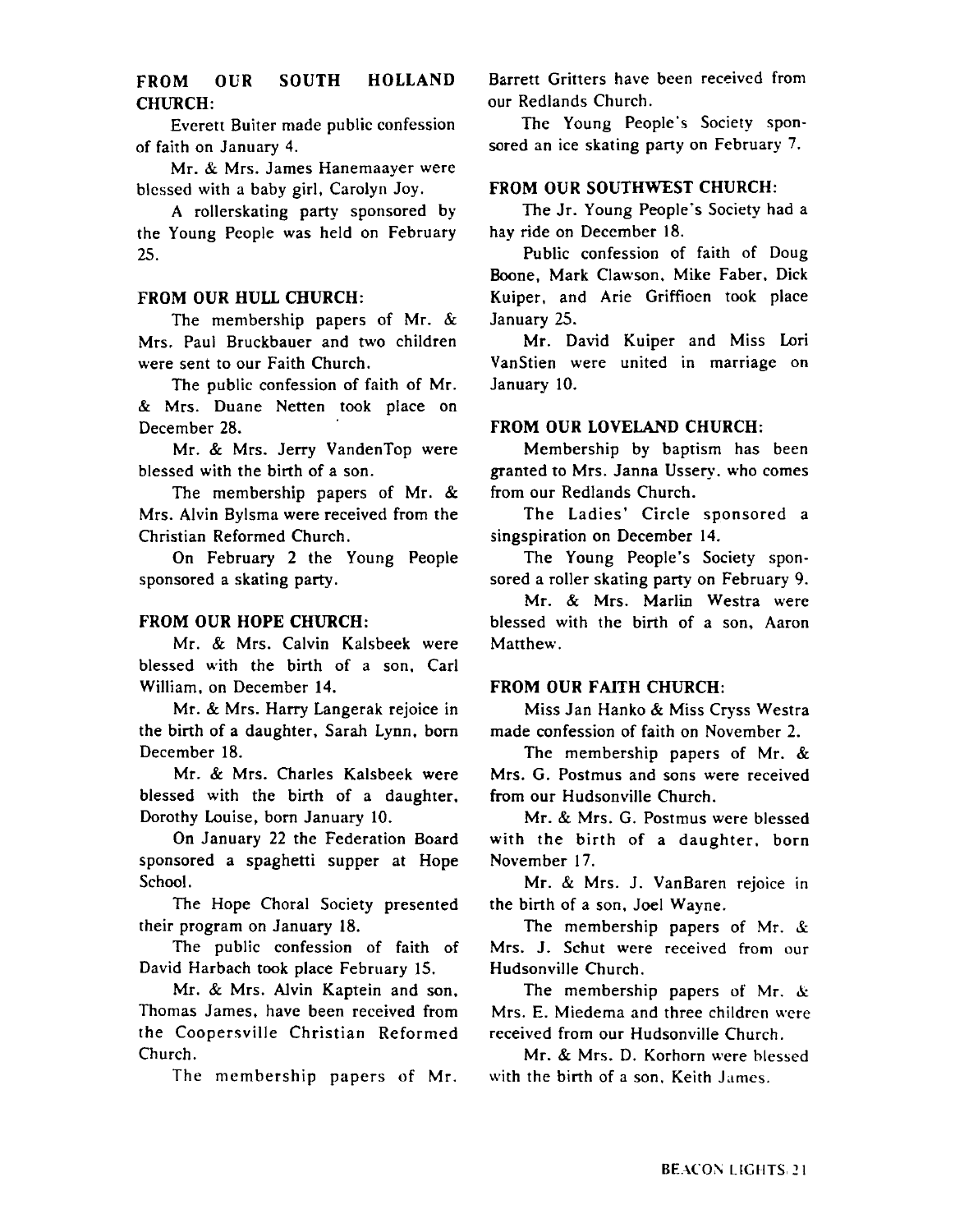### FROM OUR SOUTH HOLLAND CHURCH:

Everett Buiter made public confession of faith on January 4.

Mr. & Mrs. James Hanemaayer were blessed with a baby girl, Carolyn Joy.

A rollerskating party sponsored by the Young People was held on February 25.

### FROM OUR HULL CHURCH:

The membership papers of Mr. & Mrs. Paul Bruckbauer and two children were sent to our Faith Church.

The public confession of faith of Mr. & Mrs. Duane Netten took place on December 28.

Mr. & Mrs. Jerry VandenTop were blessed with the birth of a son.

The membership papers of Mr. & Mrs. Alvin Bylsma were received from the Christian Reformed Church.

On February 2 the Young People sponsored a skating party.

### FROM OUR HOPE CHURCH:

Mr. & Mrs. Calvin Kalsbeek were blessed with the birth of a son, Carl William, on December 14.

Mr. & Mrs. Harry Langerak rejoice in the birth of a daughter, Sarah Lynn, born December 18.

Mr. & Mrs. Charles Kalsbeek were blessed with the birth of a daughter, Dorothy Louise, born January 10.

On January 22 the Federation Board sponsored a spaghetti supper at Hope School.

The Hope Choral Society presented their program on January 18.

The public confession of faith of David Harbach took place February 15.

Mr. & Mrs. Alvin Kaptein and son, Thomas James, have been received from the Coopersville Christian Reformed Church.

The membership papers of Mr. Barrett Gritters have been received from our Redlands Church.

The Young People's Society sponsored an ice skating party on February 7.

### FROM OUR SOUTHWEST CHURCH:

The Jr. Young People's Society had a hay ride on December 18.

Public confession of faith of Doug Boone, Mark Clawson, Mike Faber, Dick Kuiper, and Arie Griffioen took place January 25.

Mr. David Kuiper and Miss Lori VanStien were united in marriage on January 10.

### FROM OUR LOVELAND CHURCH:

Membership by baptism has been granted to Mrs. Janna Ussery, who comes from our Redlands Church.

The Ladies' Circle sponsored a singspiration on December 14.

The Young People's Society sponsored a roller skating party on February 9.

Mr. & Mrs. Marlin Westra were blessed with the birth of a son, Aaron Matthew.

### FROM OUR FAITH CHURCH:

Miss Jan Hanko & Miss Cryss Westra made confession of faith on November 2.

The membership papers of Mr. & Mrs. G. Postmus and sons were received from our Hudsonville Church.

Mr. & Mrs. G. Postmus were blessed with the birth of a daughter, born November 17.

Mr. & Mrs. J. VanBaren rejoice in the birth of a son, Joel Wayne.

The membership papers of Mr. & Mrs. J. Schut were received from our Hudsonville Church.

The membership papers of Mr. & Mrs. E. Miedema and three children were received from our Hudsonville Church.

Mr. & Mrs. D. Korhorn were blessed with the birth of a son, Keith James.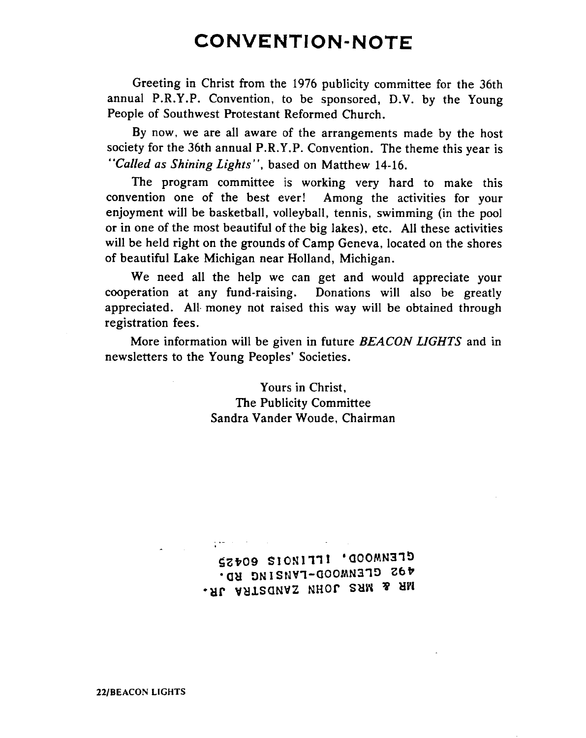# CONVENTION-NOTE

Greeting in Christ from the 1976 publicity committee for the 36th annual P.R.Y.P. Convention, to be sponsored, D.V. by the Young People of Southwest Protestant Reformed Church.

By now, we are all aware of the arrangements made by the host society for the 36th annual P.R.Y.P. Convention. The theme this year is *"Called as Shining Lights"*, based on Matthew 14-16.

The program committee is working very hard to make this convention one of the best ever! Among the activities for your enjoyment will be basketball, volleyball, tennis, swimming (in the pool or in one of the most beautiful of the big lakes), etc. All these activities will be held right on the grounds of Camp Geneva, located on the shores of beautiful Lake Michigan near Holland, Michigan.

We need all the help we can get and would appreciate your cooperation at any fund-raising. Donations will also be greatly appreciated. All money not raised this way will be obtained through registration fees.

More information will be given in future *BEACON LIGHTS* and in newsletters to the Young Peoples' Societies.

Yours in Christ,
The Publicity Committee
Sandra Vander Woude, Chairman

MR & MRS JOHN ZANDSTRA JR.
492 GLENWOOD-LANSING RD.
GLENWOOD, ILLINOIS 60425